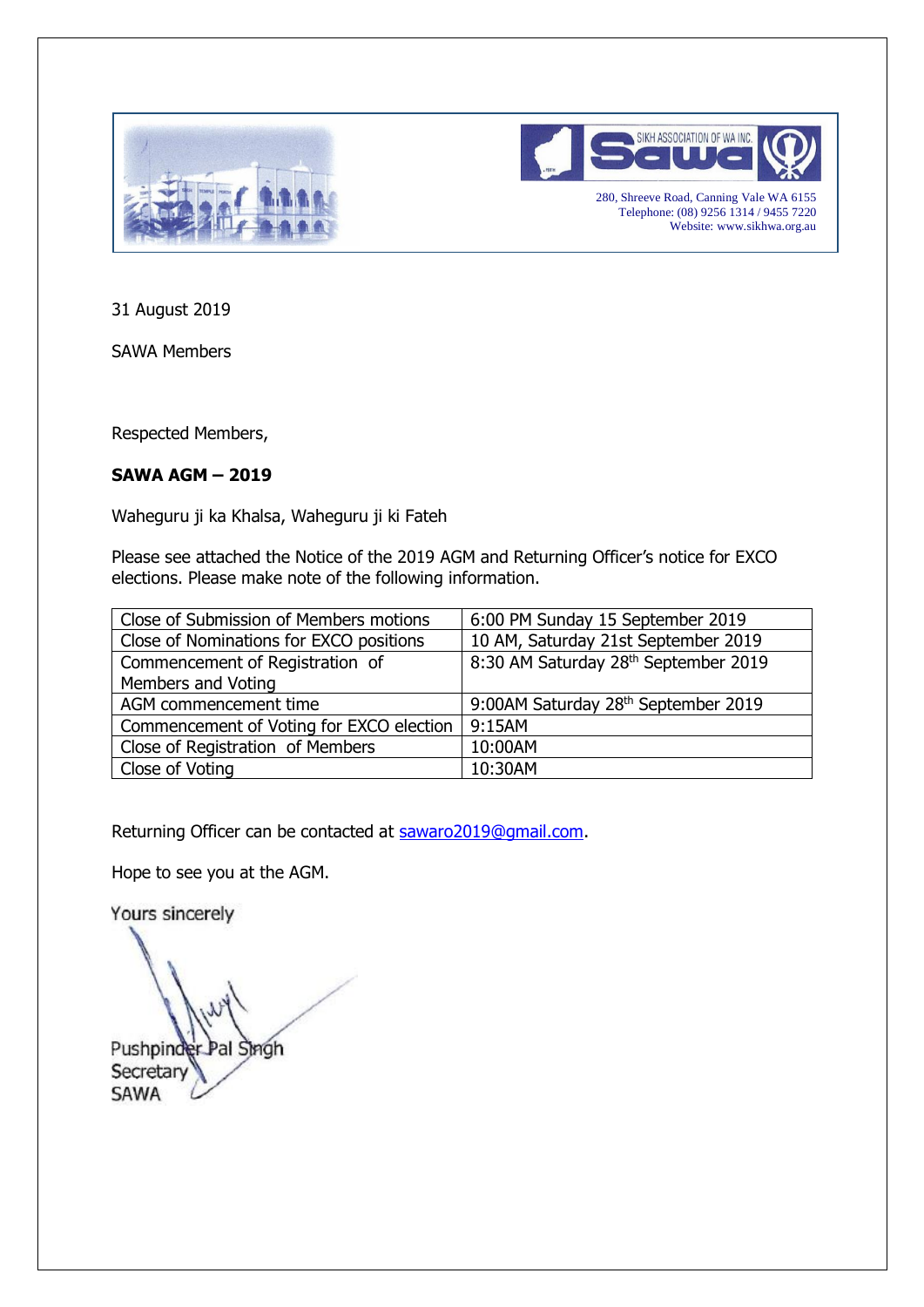SIKH ASSOCIATION OF WA INC.

280, Shreeve Road, Canning Vale WA 6155
Telephone: (08) 9256 1314 / 9455 7220
Website: www.sikhwa.org.au

31 August 2019

SAWA Members

Respected Members,

**SAWA AGM – 2019**

Waheguru ji ka Khalsa, Waheguru ji ki Fateh

Please see attached the Notice of the 2019 AGM and Returning Officer's notice for EXCO elections. Please make note of the following information.

| | |
|---|---|
| Close of Submission of Members motions | 6:00 PM Sunday 15 September 2019 |
| Close of Nominations for EXCO positions | 10 AM, Saturday 21st September 2019 |
| Commencement of Registration of Members and Voting | 8:30 AM Saturday 28th September 2019 |
| AGM commencement time | 9:00AM Saturday 28th September 2019 |
| Commencement of Voting for EXCO election | 9:15AM |
| Close of Registration of Members | 10:00AM |
| Close of Voting | 10:30AM |

Returning Officer can be contacted at sawaro2019@gmail.com.

Hope to see you at the AGM.

Yours sincerely

Pushpinder Pal Singh
Secretary
SAWA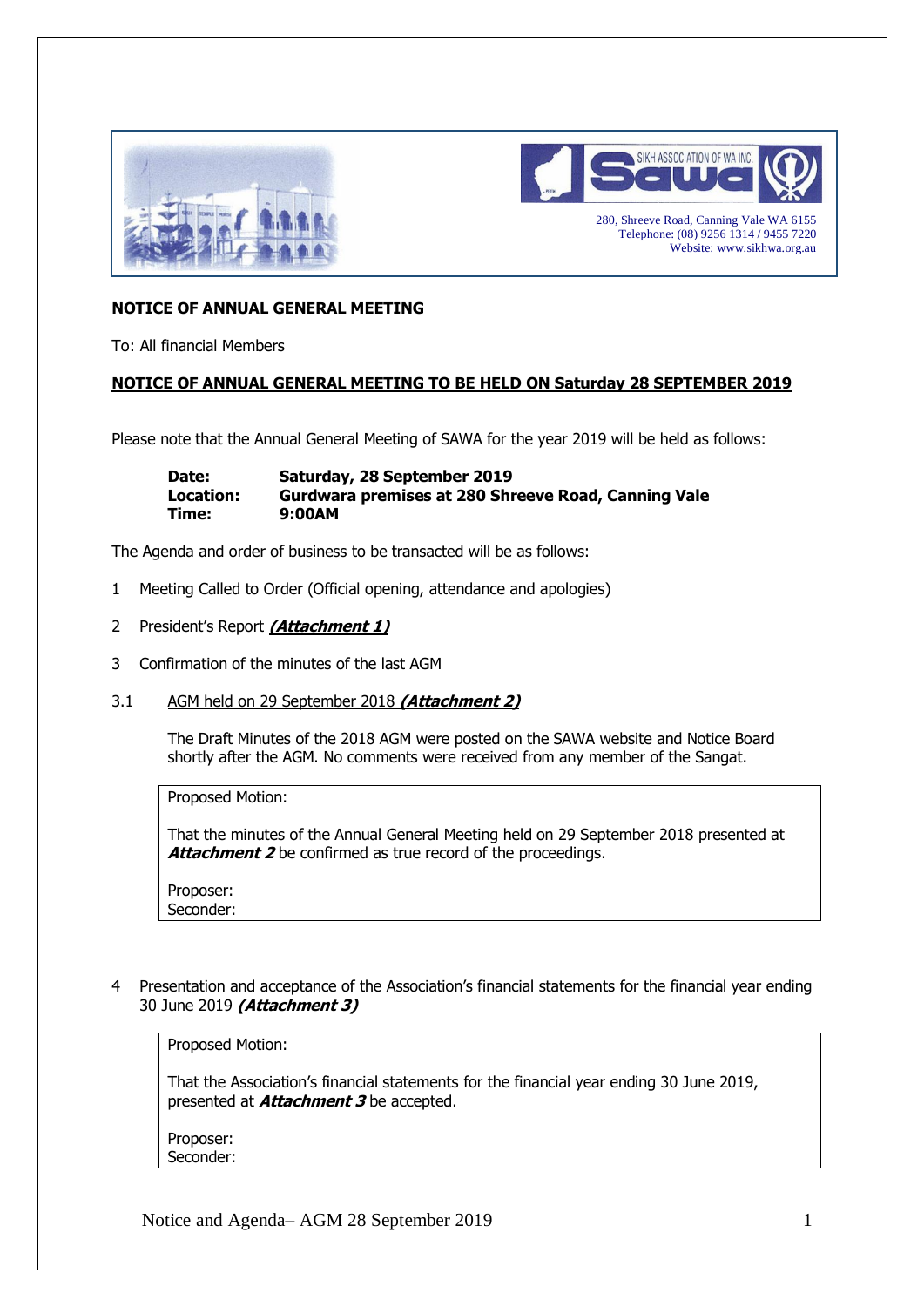SIKH ASSOCIATION OF WA INC.

280, Shreeve Road, Canning Vale WA 6155
Telephone: (08) 9256 1314 / 9455 7220
Website: www.sikhwa.org.au

**NOTICE OF ANNUAL GENERAL MEETING**

To: All financial Members

**NOTICE OF ANNUAL GENERAL MEETING TO BE HELD ON Saturday 28 SEPTEMBER 2019**

Please note that the Annual General Meeting of SAWA for the year 2019 will be held as follows:

**Date:** **Saturday, 28 September 2019**
**Location:** **Gurdwara premises at 280 Shreeve Road, Canning Vale**
**Time:** **9:00AM**

The Agenda and order of business to be transacted will be as follows:

1 Meeting Called to Order (Official opening, attendance and apologies)

2 President's Report ***(Attachment 1)***

3 Confirmation of the minutes of the last AGM

3.1 AGM held on 29 September 2018 ***(Attachment 2)***

The Draft Minutes of the 2018 AGM were posted on the SAWA website and Notice Board shortly after the AGM. No comments were received from any member of the Sangat.

> Proposed Motion:
>
> That the minutes of the Annual General Meeting held on 29 September 2018 presented at ***Attachment 2*** be confirmed as true record of the proceedings.
>
> Proposer:
> Seconder:

4 Presentation and acceptance of the Association's financial statements for the financial year ending 30 June 2019 ***(Attachment 3)***

> Proposed Motion:
>
> That the Association's financial statements for the financial year ending 30 June 2019, presented at ***Attachment 3*** be accepted.
>
> Proposer:
> Seconder: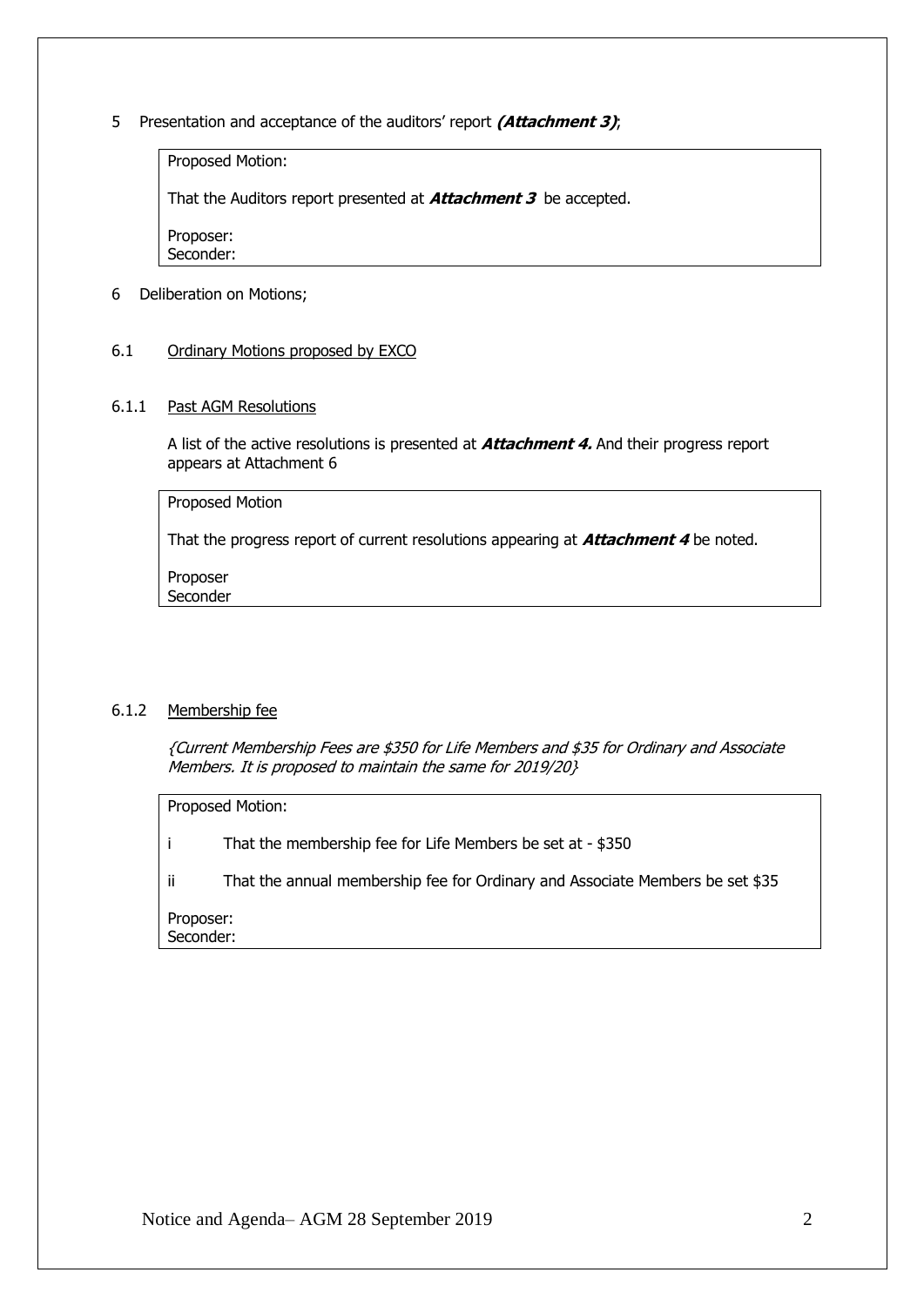5 Presentation and acceptance of the auditors' report ***(Attachment 3)***;

> Proposed Motion:
>
> That the Auditors report presented at ***Attachment 3*** be accepted.
>
> Proposer:
> Seconder:

6 Deliberation on Motions;

6.1 Ordinary Motions proposed by EXCO

6.1.1 Past AGM Resolutions

A list of the active resolutions is presented at ***Attachment 4.*** And their progress report appears at Attachment 6

> Proposed Motion
>
> That the progress report of current resolutions appearing at ***Attachment 4*** be noted.
>
> Proposer
> Seconder

6.1.2 Membership fee

*{Current Membership Fees are $350 for Life Members and $35 for Ordinary and Associate Members. It is proposed to maintain the same for 2019/20}*

> Proposed Motion:
>
> i That the membership fee for Life Members be set at - $350
>
> ii That the annual membership fee for Ordinary and Associate Members be set $35
>
> Proposer:
> Seconder:

Notice and Agenda– AGM 28 September 2019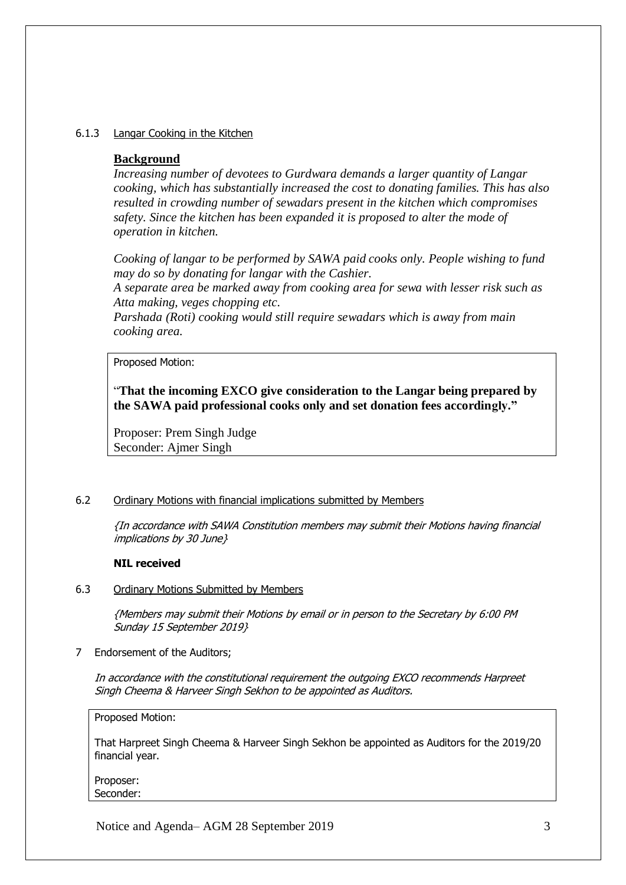#### 6.1.3 Langar Cooking in the Kitchen

**Background**

*Increasing number of devotees to Gurdwara demands a larger quantity of Langar cooking, which has substantially increased the cost to donating families. This has also resulted in crowding number of sewadars present in the kitchen which compromises safety. Since the kitchen has been expanded it is proposed to alter the mode of operation in kitchen.*

*Cooking of langar to be performed by SAWA paid cooks only. People wishing to fund may do so by donating for langar with the Cashier.*
*A separate area be marked away from cooking area for sewa with lesser risk such as Atta making, veges chopping etc.*
*Parshada (Roti) cooking would still require sewadars which is away from main cooking area.*

> Proposed Motion:
>
> "**That the incoming EXCO give consideration to the Langar being prepared by the SAWA paid professional cooks only and set donation fees accordingly.**"
>
> Proposer: Prem Singh Judge
> Seconder: Ajmer Singh

### 6.2 Ordinary Motions with financial implications submitted by Members

*{In accordance with SAWA Constitution members may submit their Motions having financial implications by 30 June}*

**NIL received**

### 6.3 Ordinary Motions Submitted by Members

*{Members may submit their Motions by email or in person to the Secretary by 6:00 PM Sunday 15 September 2019}*

## 7 Endorsement of the Auditors;

*In accordance with the constitutional requirement the outgoing EXCO recommends Harpreet Singh Cheema & Harveer Singh Sekhon to be appointed as Auditors.*

> Proposed Motion:
>
> That Harpreet Singh Cheema & Harveer Singh Sekhon be appointed as Auditors for the 2019/20 financial year.
>
> Proposer:
> Seconder:

Notice and Agenda– AGM 28 September 2019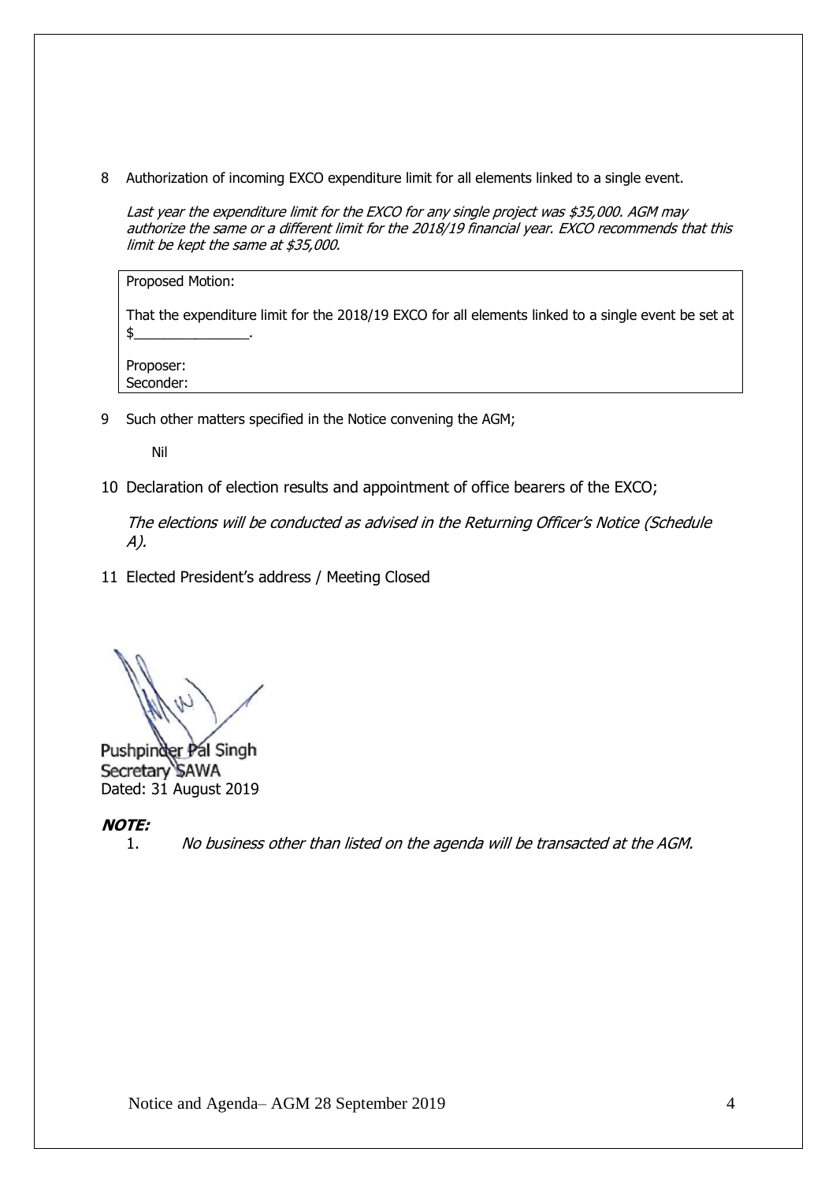8 Authorization of incoming EXCO expenditure limit for all elements linked to a single event.

*Last year the expenditure limit for the EXCO for any single project was $35,000. AGM may authorize the same or a different limit for the 2018/19 financial year. EXCO recommends that this limit be kept the same at $35,000.*

> Proposed Motion:
>
> That the expenditure limit for the 2018/19 EXCO for all elements linked to a single event be set at $_______________.
>
> Proposer:
> Seconder:

9 Such other matters specified in the Notice convening the AGM;

Nil

10 Declaration of election results and appointment of office bearers of the EXCO;

*The elections will be conducted as advised in the Returning Officer's Notice (Schedule A).*

11 Elected President's address / Meeting Closed

Pushpinder Pal Singh
Secretary SAWA
Dated: 31 August 2019

***NOTE:***

1. *No business other than listed on the agenda will be transacted at the AGM.*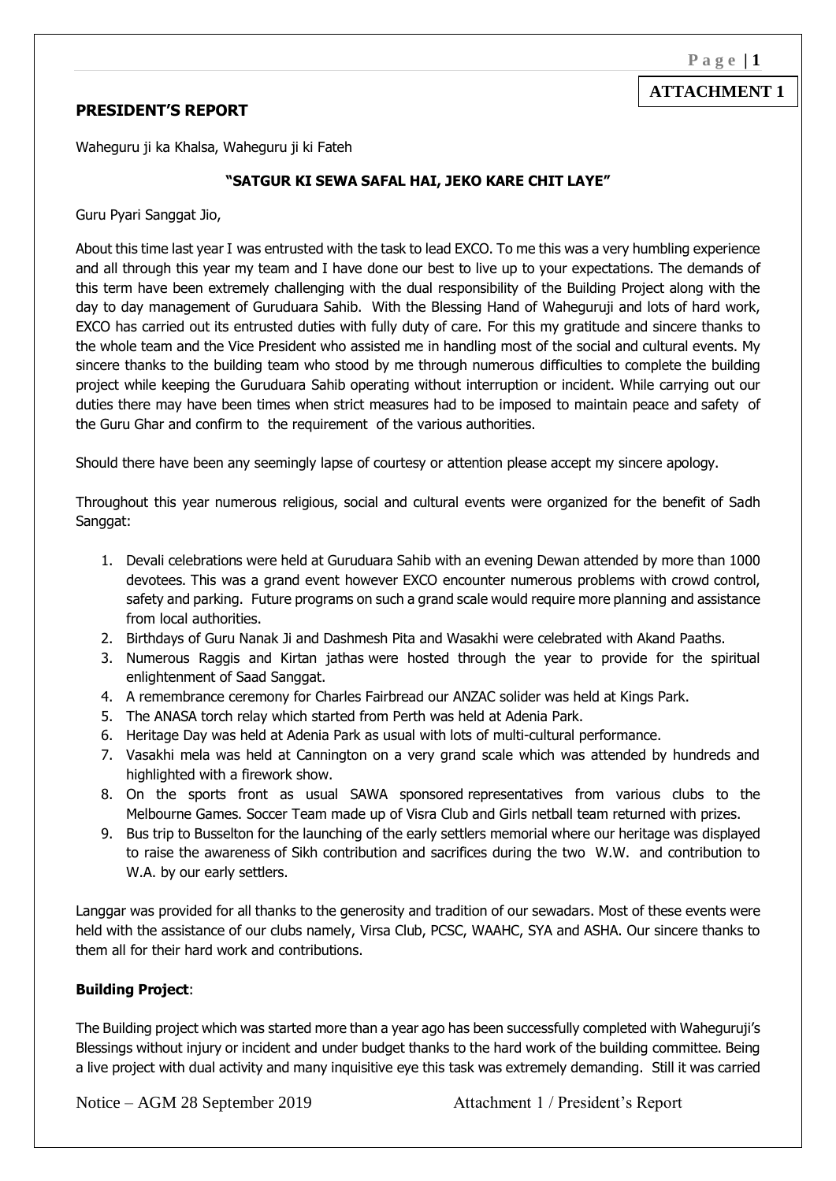**ATTACHMENT 1**

## PRESIDENT'S REPORT

Waheguru ji ka Khalsa, Waheguru ji ki Fateh

**"SATGUR KI SEWA SAFAL HAI, JEKO KARE CHIT LAYE"**

Guru Pyari Sanggat Jio,

About this time last year I was entrusted with the task to lead EXCO. To me this was a very humbling experience and all through this year my team and I have done our best to live up to your expectations. The demands of this term have been extremely challenging with the dual responsibility of the Building Project along with the day to day management of Guruduara Sahib. With the Blessing Hand of Waheguruji and lots of hard work, EXCO has carried out its entrusted duties with fully duty of care. For this my gratitude and sincere thanks to the whole team and the Vice President who assisted me in handling most of the social and cultural events. My sincere thanks to the building team who stood by me through numerous difficulties to complete the building project while keeping the Guruduara Sahib operating without interruption or incident. While carrying out our duties there may have been times when strict measures had to be imposed to maintain peace and safety of the Guru Ghar and confirm to the requirement of the various authorities.

Should there have been any seemingly lapse of courtesy or attention please accept my sincere apology.

Throughout this year numerous religious, social and cultural events were organized for the benefit of Sadh Sanggat:

1. Devali celebrations were held at Guruduara Sahib with an evening Dewan attended by more than 1000 devotees. This was a grand event however EXCO encounter numerous problems with crowd control, safety and parking. Future programs on such a grand scale would require more planning and assistance from local authorities.
2. Birthdays of Guru Nanak Ji and Dashmesh Pita and Wasakhi were celebrated with Akand Paaths.
3. Numerous Raggis and Kirtan jathas were hosted through the year to provide for the spiritual enlightenment of Saad Sanggat.
4. A remembrance ceremony for Charles Fairbread our ANZAC solider was held at Kings Park.
5. The ANASA torch relay which started from Perth was held at Adenia Park.
6. Heritage Day was held at Adenia Park as usual with lots of multi-cultural performance.
7. Vasakhi mela was held at Cannington on a very grand scale which was attended by hundreds and highlighted with a firework show.
8. On the sports front as usual SAWA sponsored representatives from various clubs to the Melbourne Games. Soccer Team made up of Visra Club and Girls netball team returned with prizes.
9. Bus trip to Busselton for the launching of the early settlers memorial where our heritage was displayed to raise the awareness of Sikh contribution and sacrifices during the two W.W. and contribution to W.A. by our early settlers.

Langgar was provided for all thanks to the generosity and tradition of our sewadars. Most of these events were held with the assistance of our clubs namely, Virsa Club, PCSC, WAAHC, SYA and ASHA. Our sincere thanks to them all for their hard work and contributions.

**Building Project**:

The Building project which was started more than a year ago has been successfully completed with Waheguruji's Blessings without injury or incident and under budget thanks to the hard work of the building committee. Being a live project with dual activity and many inquisitive eye this task was extremely demanding. Still it was carried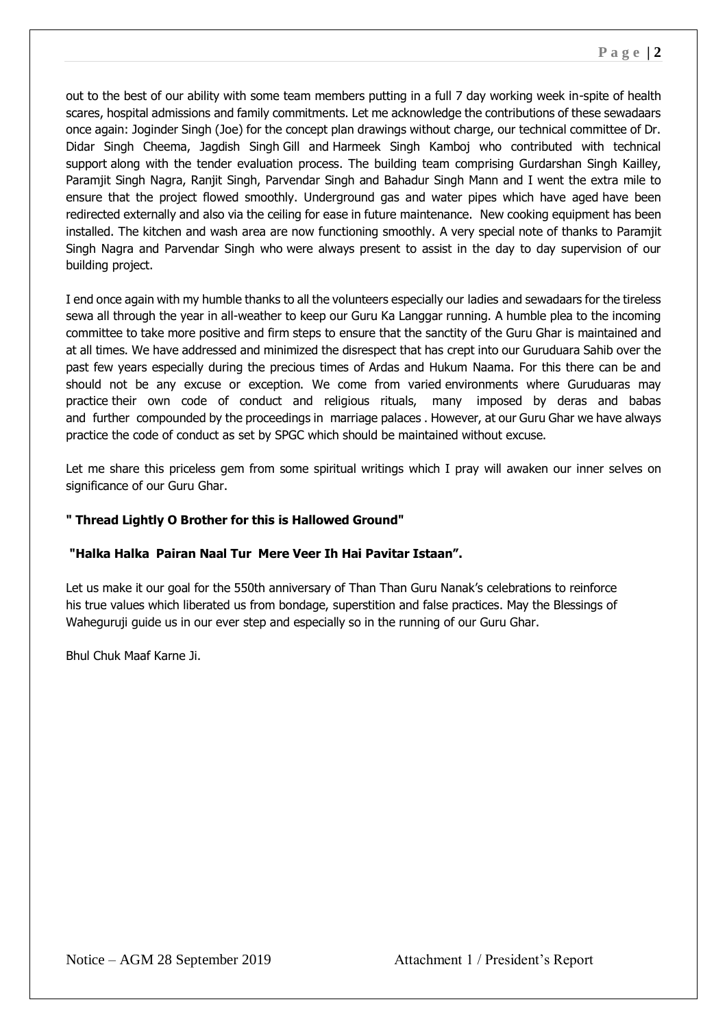out to the best of our ability with some team members putting in a full 7 day working week in-spite of health scares, hospital admissions and family commitments. Let me acknowledge the contributions of these sewadaars once again: Joginder Singh (Joe) for the concept plan drawings without charge, our technical committee of Dr. Didar Singh Cheema, Jagdish Singh Gill and Harmeek Singh Kamboj who contributed with technical support along with the tender evaluation process. The building team comprising Gurdarshan Singh Kailley, Paramjit Singh Nagra, Ranjit Singh, Parvendar Singh and Bahadur Singh Mann and I went the extra mile to ensure that the project flowed smoothly. Underground gas and water pipes which have aged have been redirected externally and also via the ceiling for ease in future maintenance. New cooking equipment has been installed. The kitchen and wash area are now functioning smoothly. A very special note of thanks to Paramjit Singh Nagra and Parvendar Singh who were always present to assist in the day to day supervision of our building project.

I end once again with my humble thanks to all the volunteers especially our ladies and sewadaars for the tireless sewa all through the year in all-weather to keep our Guru Ka Langgar running. A humble plea to the incoming committee to take more positive and firm steps to ensure that the sanctity of the Guru Ghar is maintained and at all times. We have addressed and minimized the disrespect that has crept into our Guruduara Sahib over the past few years especially during the precious times of Ardas and Hukum Naama. For this there can be and should not be any excuse or exception. We come from varied environments where Guruduaras may practice their own code of conduct and religious rituals, many imposed by deras and babas and further compounded by the proceedings in marriage palaces . However, at our Guru Ghar we have always practice the code of conduct as set by SPGC which should be maintained without excuse.

Let me share this priceless gem from some spiritual writings which I pray will awaken our inner selves on significance of our Guru Ghar.

**" Thread Lightly O Brother for this is Hallowed Ground"**

**"Halka Halka Pairan Naal Tur Mere Veer Ih Hai Pavitar Istaan".**

Let us make it our goal for the 550th anniversary of Than Than Guru Nanak's celebrations to reinforce his true values which liberated us from bondage, superstition and false practices. May the Blessings of Waheguruji guide us in our ever step and especially so in the running of our Guru Ghar.

Bhul Chuk Maaf Karne Ji.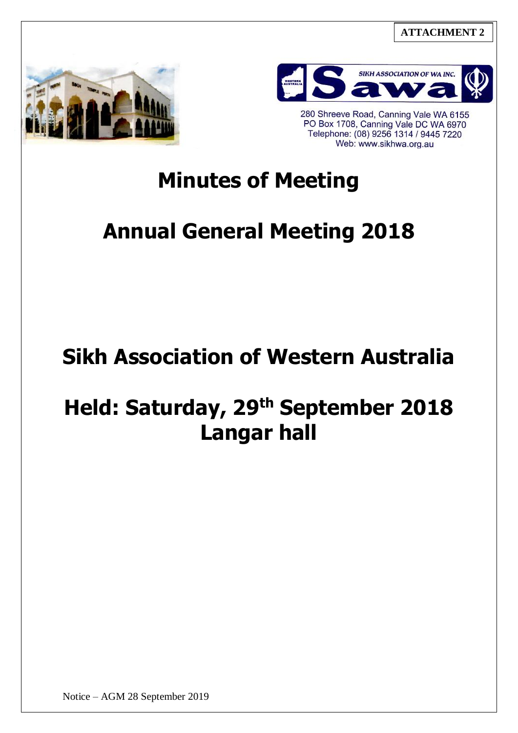**ATTACHMENT 2**

SIKH ASSOCIATION OF WA INC.

280 Shreeve Road, Canning Vale WA 6155
PO Box 1708, Canning Vale DC WA 6970
Telephone: (08) 9256 1314 / 9445 7220
Web: www.sikhwa.org.au

# Minutes of Meeting

# Annual General Meeting 2018

# Sikh Association of Western Australia

# Held: Saturday, 29th September 2018 Langar hall

Notice – AGM 28 September 2019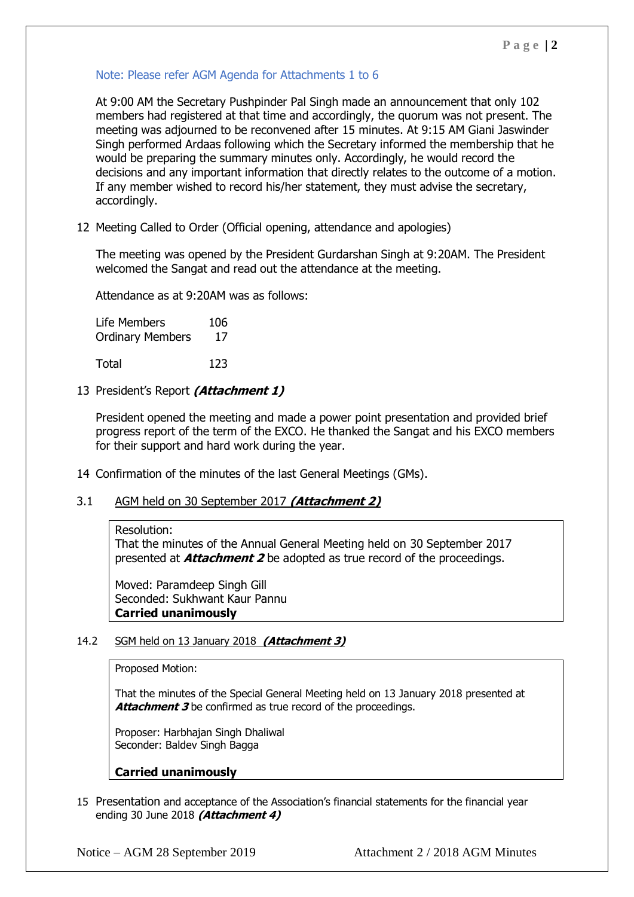Note: Please refer AGM Agenda for Attachments 1 to 6

At 9:00 AM the Secretary Pushpinder Pal Singh made an announcement that only 102 members had registered at that time and accordingly, the quorum was not present. The meeting was adjourned to be reconvened after 15 minutes. At 9:15 AM Giani Jaswinder Singh performed Ardaas following which the Secretary informed the membership that he would be preparing the summary minutes only. Accordingly, he would record the decisions and any important information that directly relates to the outcome of a motion. If any member wished to record his/her statement, they must advise the secretary, accordingly.

12 Meeting Called to Order (Official opening, attendance and apologies)

The meeting was opened by the President Gurdarshan Singh at 9:20AM. The President welcomed the Sangat and read out the attendance at the meeting.

Attendance as at 9:20AM was as follows:

| | |
|---|---|
| Life Members | 106 |
| Ordinary Members | 17 |
| Total | 123 |

13 President's Report ***(Attachment 1)***

President opened the meeting and made a power point presentation and provided brief progress report of the term of the EXCO. He thanked the Sangat and his EXCO members for their support and hard work during the year.

14 Confirmation of the minutes of the last General Meetings (GMs).

3.1 AGM held on 30 September 2017 ***(Attachment 2)***

> Resolution:
> That the minutes of the Annual General Meeting held on 30 September 2017 presented at ***Attachment 2*** be adopted as true record of the proceedings.
>
> Moved: Paramdeep Singh Gill
> Seconded: Sukhwant Kaur Pannu
> **Carried unanimously**

14.2 SGM held on 13 January 2018 ***(Attachment 3)***

> Proposed Motion:
>
> That the minutes of the Special General Meeting held on 13 January 2018 presented at ***Attachment 3*** be confirmed as true record of the proceedings.
>
> Proposer: Harbhajan Singh Dhaliwal
> Seconder: Baldev Singh Bagga
>
> **Carried unanimously**

15 Presentation and acceptance of the Association's financial statements for the financial year ending 30 June 2018 ***(Attachment 4)***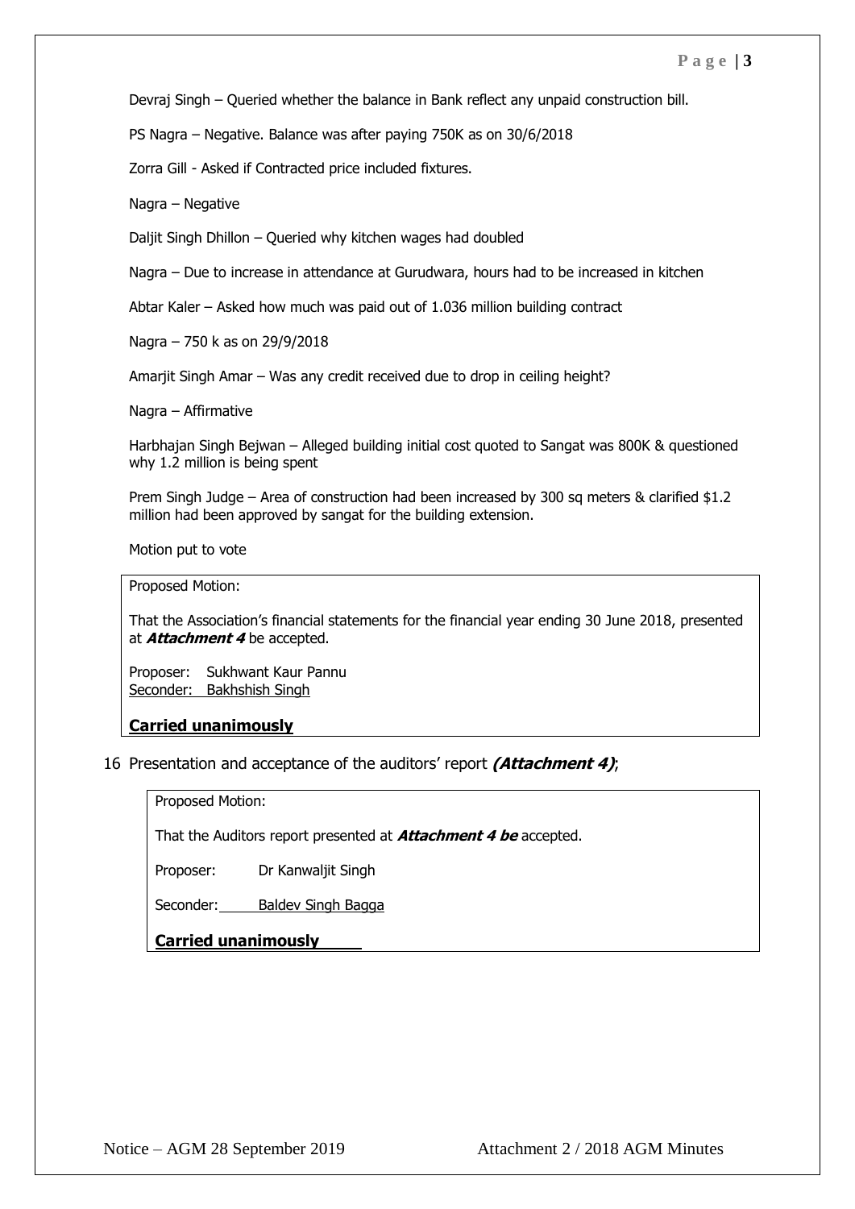Devraj Singh – Queried whether the balance in Bank reflect any unpaid construction bill.

PS Nagra – Negative. Balance was after paying 750K as on 30/6/2018

Zorra Gill - Asked if Contracted price included fixtures.

Nagra – Negative

Daljit Singh Dhillon – Queried why kitchen wages had doubled

Nagra – Due to increase in attendance at Gurudwara, hours had to be increased in kitchen

Abtar Kaler – Asked how much was paid out of 1.036 million building contract

Nagra – 750 k as on 29/9/2018

Amarjit Singh Amar – Was any credit received due to drop in ceiling height?

Nagra – Affirmative

Harbhajan Singh Bejwan – Alleged building initial cost quoted to Sangat was 800K & questioned why 1.2 million is being spent

Prem Singh Judge – Area of construction had been increased by 300 sq meters & clarified $1.2 million had been approved by sangat for the building extension.

Motion put to vote

> Proposed Motion:
>
> That the Association's financial statements for the financial year ending 30 June 2018, presented at ***Attachment 4*** be accepted.
>
> Proposer: Sukhwant Kaur Pannu
> Seconder: Bakhshish Singh
>
> **Carried unanimously**

16 Presentation and acceptance of the auditors' report ***(Attachment 4)***;

> Proposed Motion:
>
> That the Auditors report presented at ***Attachment 4 be*** accepted.
>
> Proposer: Dr Kanwaljit Singh
>
> Seconder: Baldev Singh Bagga
>
> **Carried unanimously**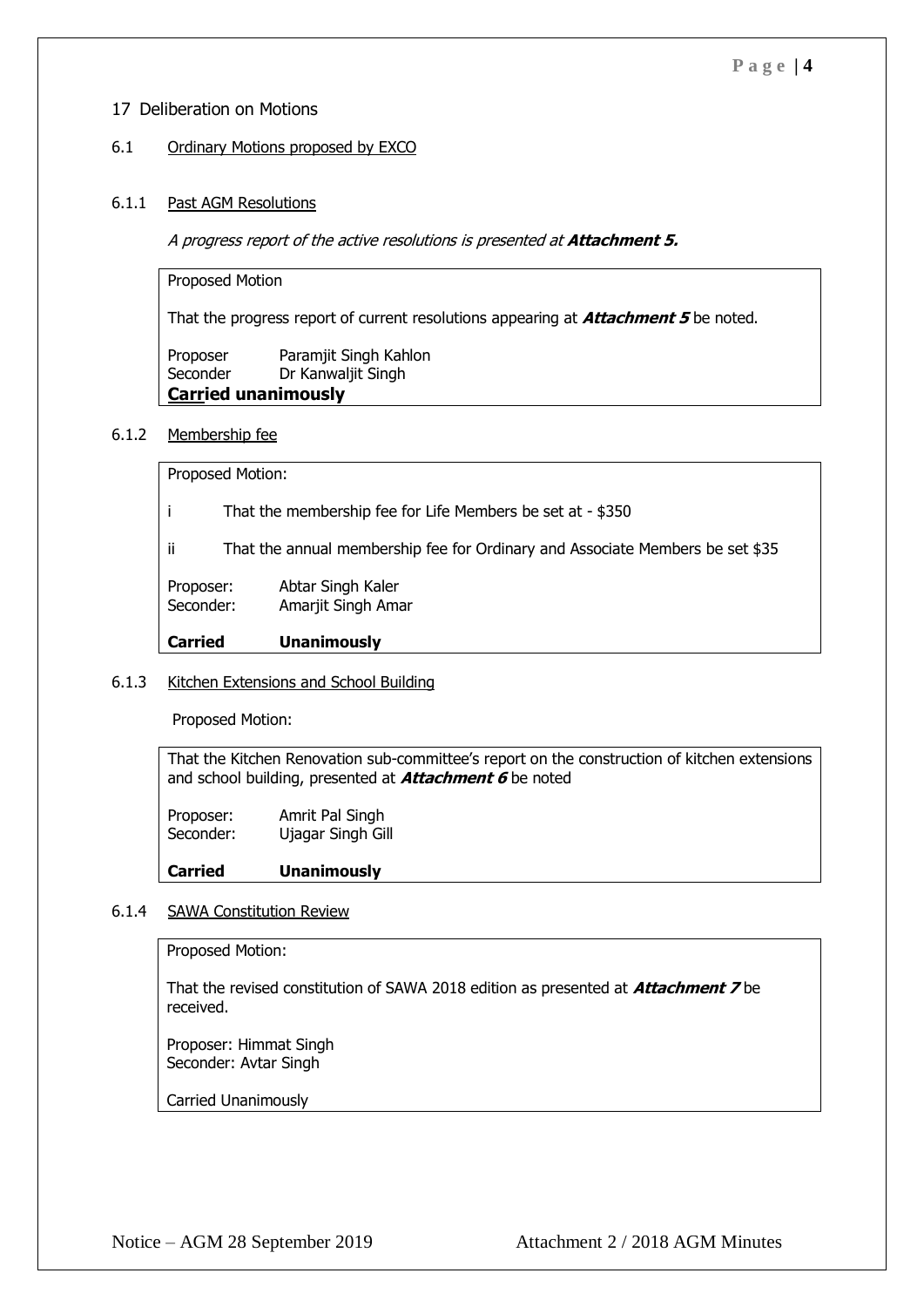## 17 Deliberation on Motions

### 6.1 Ordinary Motions proposed by EXCO

#### 6.1.1 Past AGM Resolutions

*A progress report of the active resolutions is presented at* ***Attachment 5.***

Proposed Motion

That the progress report of current resolutions appearing at ***Attachment 5*** be noted.

Proposer Paramjit Singh Kahlon
Seconder Dr Kanwaljit Singh

**Carried unanimously**

#### 6.1.2 Membership fee

Proposed Motion:

i That the membership fee for Life Members be set at - $350

ii That the annual membership fee for Ordinary and Associate Members be set $35

Proposer: Abtar Singh Kaler
Seconder: Amarjit Singh Amar

**Carried Unanimously**

#### 6.1.3 Kitchen Extensions and School Building

Proposed Motion:

That the Kitchen Renovation sub-committee's report on the construction of kitchen extensions and school building, presented at ***Attachment 6*** be noted

Proposer: Amrit Pal Singh
Seconder: Ujagar Singh Gill

**Carried Unanimously**

#### 6.1.4 SAWA Constitution Review

Proposed Motion:

That the revised constitution of SAWA 2018 edition as presented at ***Attachment 7*** be received.

Proposer: Himmat Singh
Seconder: Avtar Singh

Carried Unanimously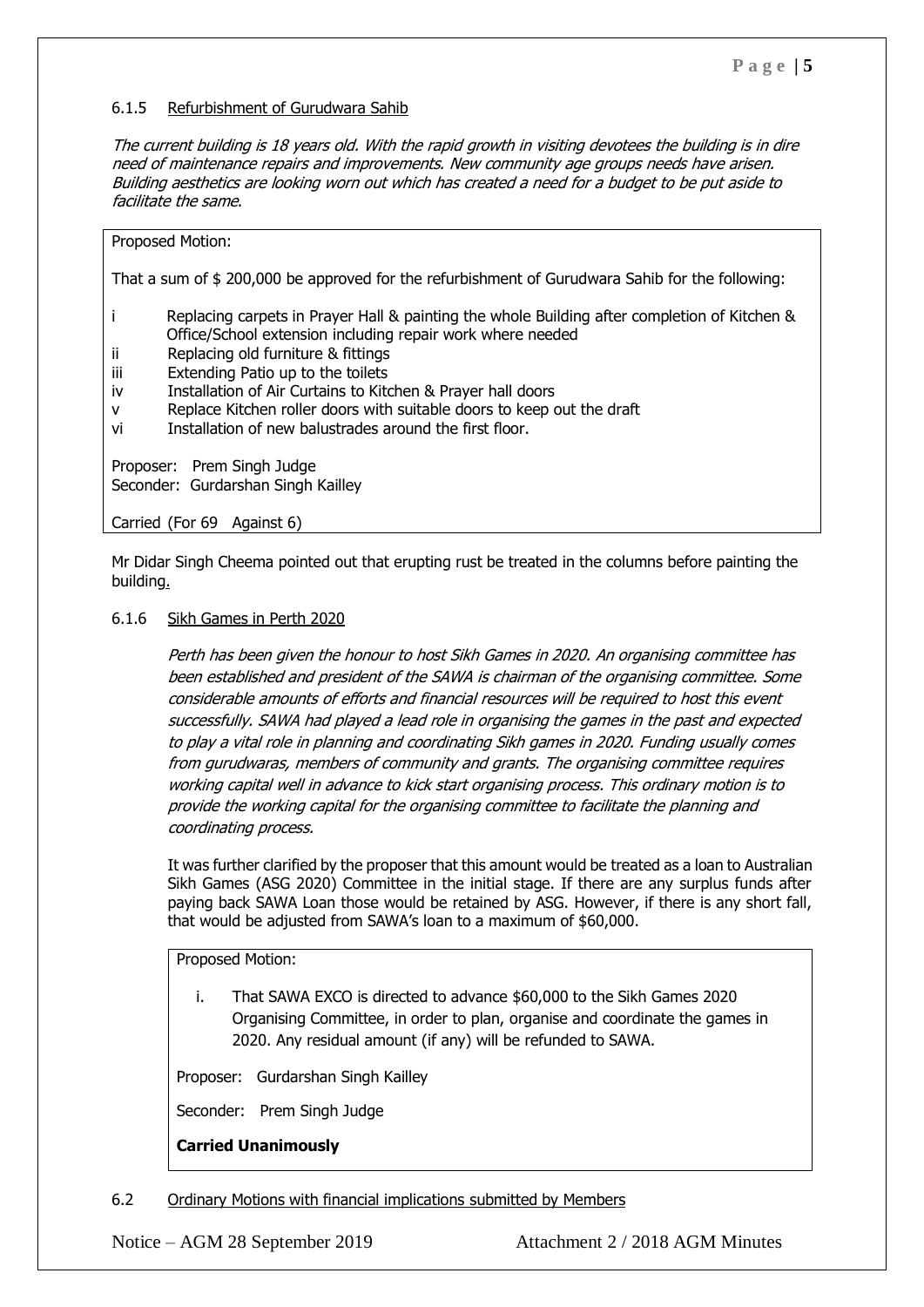#### 6.1.5 Refurbishment of Gurudwara Sahib

*The current building is 18 years old. With the rapid growth in visiting devotees the building is in dire need of maintenance repairs and improvements. New community age groups needs have arisen. Building aesthetics are looking worn out which has created a need for a budget to be put aside to facilitate the same.*

Proposed Motion:

That a sum of $ 200,000 be approved for the refurbishment of Gurudwara Sahib for the following:

- i Replacing carpets in Prayer Hall & painting the whole Building after completion of Kitchen & Office/School extension including repair work where needed
- ii Replacing old furniture & fittings
- iii Extending Patio up to the toilets
- iv Installation of Air Curtains to Kitchen & Prayer hall doors
- v Replace Kitchen roller doors with suitable doors to keep out the draft
- vi Installation of new balustrades around the first floor.

Proposer: Prem Singh Judge
Seconder: Gurdarshan Singh Kailley

Carried (For 69 Against 6)

Mr Didar Singh Cheema pointed out that erupting rust be treated in the columns before painting the building.

#### 6.1.6 Sikh Games in Perth 2020

*Perth has been given the honour to host Sikh Games in 2020. An organising committee has been established and president of the SAWA is chairman of the organising committee. Some considerable amounts of efforts and financial resources will be required to host this event successfully. SAWA had played a lead role in organising the games in the past and expected to play a vital role in planning and coordinating Sikh games in 2020. Funding usually comes from gurudwaras, members of community and grants. The organising committee requires working capital well in advance to kick start organising process. This ordinary motion is to provide the working capital for the organising committee to facilitate the planning and coordinating process.*

It was further clarified by the proposer that this amount would be treated as a loan to Australian Sikh Games (ASG 2020) Committee in the initial stage. If there are any surplus funds after paying back SAWA Loan those would be retained by ASG. However, if there is any short fall, that would be adjusted from SAWA's loan to a maximum of $60,000.

Proposed Motion:

i. That SAWA EXCO is directed to advance $60,000 to the Sikh Games 2020 Organising Committee, in order to plan, organise and coordinate the games in 2020. Any residual amount (if any) will be refunded to SAWA.

Proposer: Gurdarshan Singh Kailley

Seconder: Prem Singh Judge

**Carried Unanimously**

### 6.2 Ordinary Motions with financial implications submitted by Members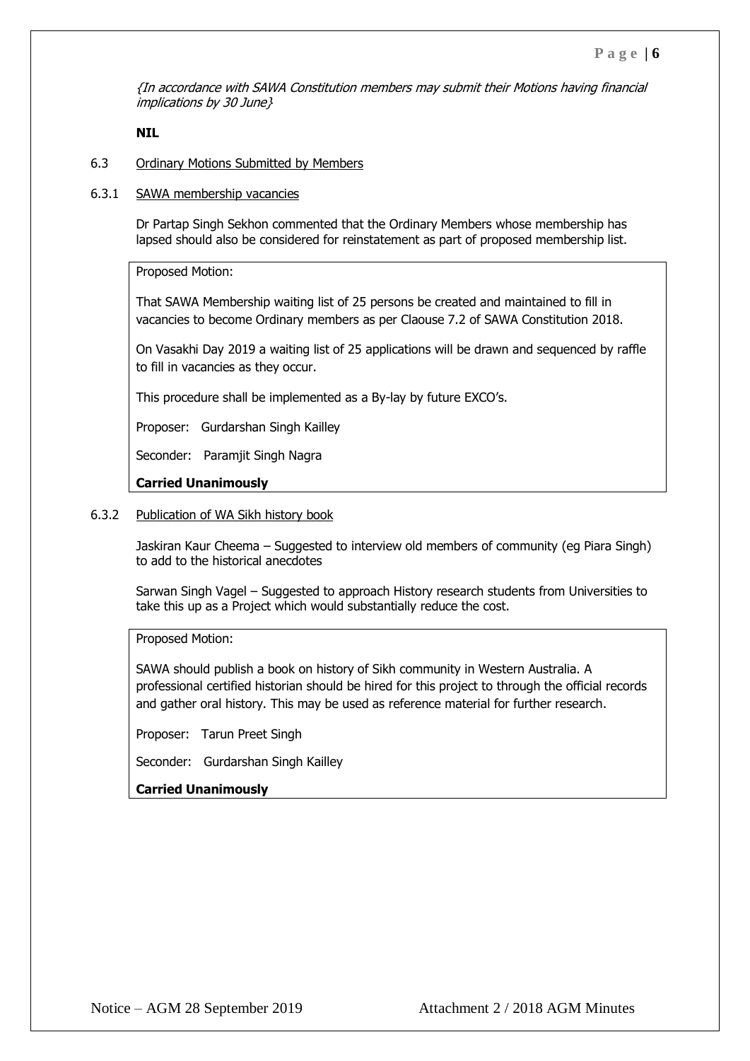*{In accordance with SAWA Constitution members may submit their Motions having financial implications by 30 June}*

**NIL**

6.3 Ordinary Motions Submitted by Members

6.3.1 SAWA membership vacancies

Dr Partap Singh Sekhon commented that the Ordinary Members whose membership has lapsed should also be considered for reinstatement as part of proposed membership list.

> Proposed Motion:
>
> That SAWA Membership waiting list of 25 persons be created and maintained to fill in vacancies to become Ordinary members as per Claouse 7.2 of SAWA Constitution 2018.
>
> On Vasakhi Day 2019 a waiting list of 25 applications will be drawn and sequenced by raffle to fill in vacancies as they occur.
>
> This procedure shall be implemented as a By-lay by future EXCO's.
>
> Proposer: Gurdarshan Singh Kailley
>
> Seconder: Paramjit Singh Nagra
>
> **Carried Unanimously**

6.3.2 Publication of WA Sikh history book

Jaskiran Kaur Cheema – Suggested to interview old members of community (eg Piara Singh) to add to the historical anecdotes

Sarwan Singh Vagel – Suggested to approach History research students from Universities to take this up as a Project which would substantially reduce the cost.

> Proposed Motion:
>
> SAWA should publish a book on history of Sikh community in Western Australia. A professional certified historian should be hired for this project to through the official records and gather oral history. This may be used as reference material for further research.
>
> Proposer: Tarun Preet Singh
>
> Seconder: Gurdarshan Singh Kailley
>
> **Carried Unanimously**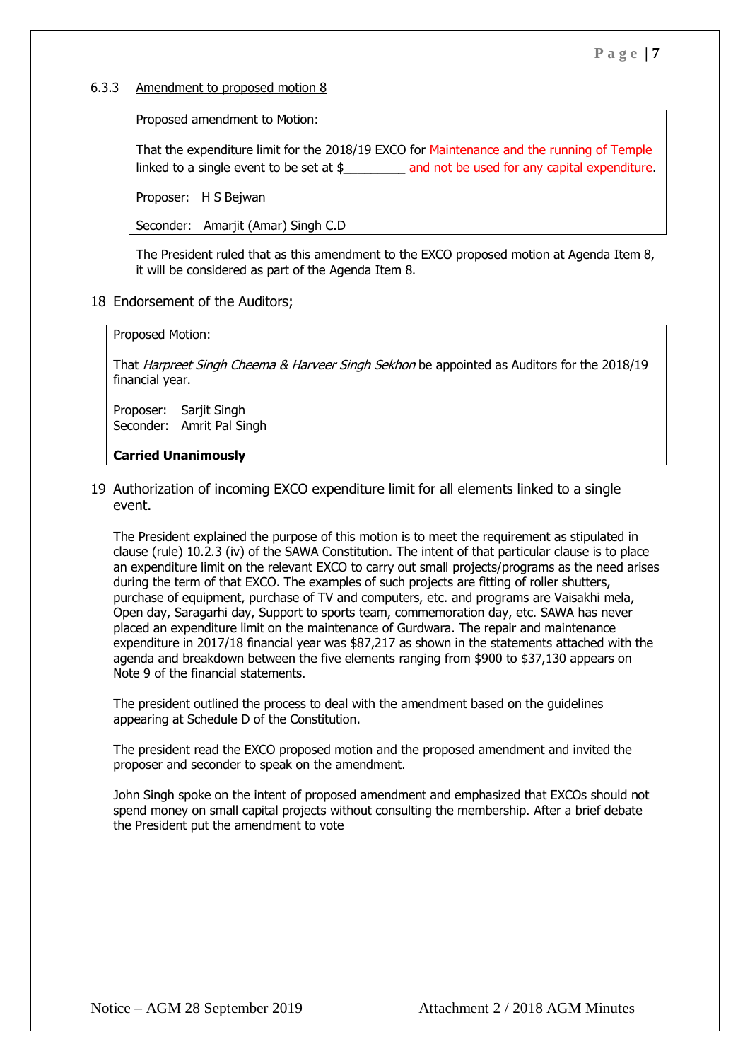6.3.3 <u>Amendment to proposed motion 8</u>

> Proposed amendment to Motion:
>
> That the expenditure limit for the 2018/19 EXCO for Maintenance and the running of Temple linked to a single event to be set at $_________ and not be used for any capital expenditure.
>
> Proposer: H S Bejwan
>
> Seconder: Amarjit (Amar) Singh C.D

The President ruled that as this amendment to the EXCO proposed motion at Agenda Item 8, it will be considered as part of the Agenda Item 8.

18 Endorsement of the Auditors;

> Proposed Motion:
>
> That *Harpreet Singh Cheema & Harveer Singh Sekhon* be appointed as Auditors for the 2018/19 financial year.
>
> Proposer: Sarjit Singh
> Seconder: Amrit Pal Singh
>
> **Carried Unanimously**

19 Authorization of incoming EXCO expenditure limit for all elements linked to a single event.

The President explained the purpose of this motion is to meet the requirement as stipulated in clause (rule) 10.2.3 (iv) of the SAWA Constitution. The intent of that particular clause is to place an expenditure limit on the relevant EXCO to carry out small projects/programs as the need arises during the term of that EXCO. The examples of such projects are fitting of roller shutters, purchase of equipment, purchase of TV and computers, etc. and programs are Vaisakhi mela, Open day, Saragarhi day, Support to sports team, commemoration day, etc. SAWA has never placed an expenditure limit on the maintenance of Gurdwara. The repair and maintenance expenditure in 2017/18 financial year was $87,217 as shown in the statements attached with the agenda and breakdown between the five elements ranging from $900 to $37,130 appears on Note 9 of the financial statements.

The president outlined the process to deal with the amendment based on the guidelines appearing at Schedule D of the Constitution.

The president read the EXCO proposed motion and the proposed amendment and invited the proposer and seconder to speak on the amendment.

John Singh spoke on the intent of proposed amendment and emphasized that EXCOs should not spend money on small capital projects without consulting the membership. After a brief debate the President put the amendment to vote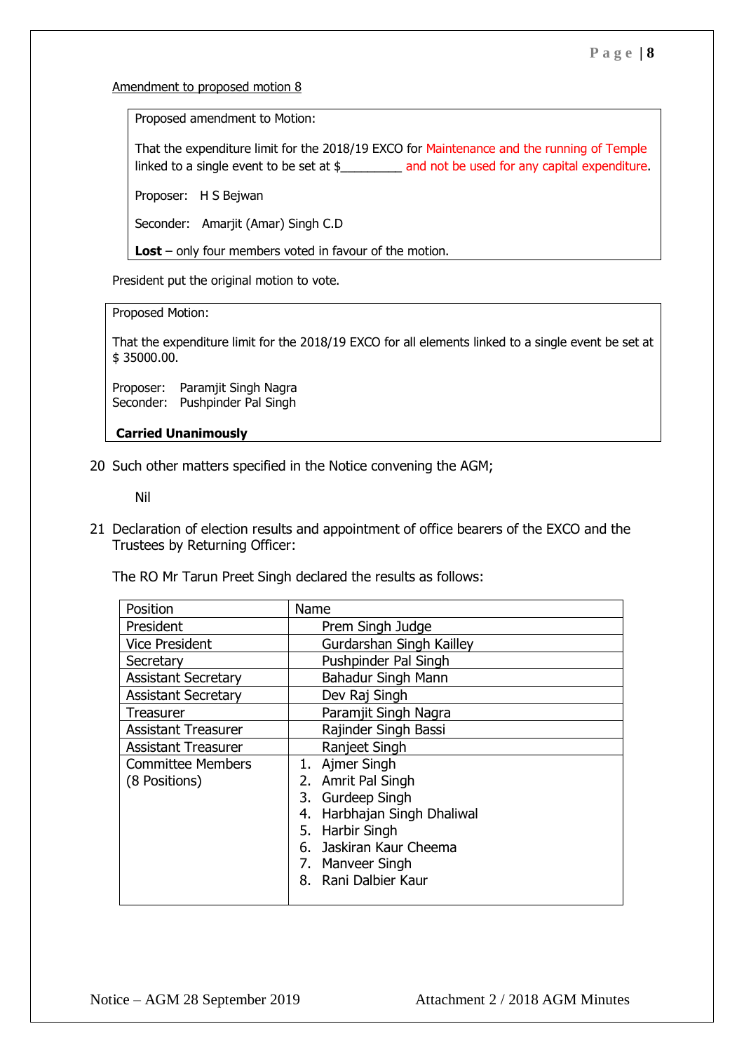Amendment to proposed motion 8

> Proposed amendment to Motion:
>
> That the expenditure limit for the 2018/19 EXCO for Maintenance and the running of Temple linked to a single event to be set at $_________ and not be used for any capital expenditure.
>
> Proposer: H S Bejwan
>
> Seconder: Amarjit (Amar) Singh C.D
>
> **Lost** – only four members voted in favour of the motion.

President put the original motion to vote.

> Proposed Motion:
>
> That the expenditure limit for the 2018/19 EXCO for all elements linked to a single event be set at $ 35000.00.
>
> Proposer: Paramjit Singh Nagra
> Seconder: Pushpinder Pal Singh
>
> **Carried Unanimously**

20 Such other matters specified in the Notice convening the AGM;

Nil

21 Declaration of election results and appointment of office bearers of the EXCO and the Trustees by Returning Officer:

The RO Mr Tarun Preet Singh declared the results as follows:

| Position | Name |
|---|---|
| President | Prem Singh Judge |
| Vice President | Gurdarshan Singh Kailley |
| Secretary | Pushpinder Pal Singh |
| Assistant Secretary | Bahadur Singh Mann |
| Assistant Secretary | Dev Raj Singh |
| Treasurer | Paramjit Singh Nagra |
| Assistant Treasurer | Rajinder Singh Bassi |
| Assistant Treasurer | Ranjeet Singh |
| Committee Members (8 Positions) | 1. Ajmer Singh<br>2. Amrit Pal Singh<br>3. Gurdeep Singh<br>4. Harbhajan Singh Dhaliwal<br>5. Harbir Singh<br>6. Jaskiran Kaur Cheema<br>7. Manveer Singh<br>8. Rani Dalbier Kaur |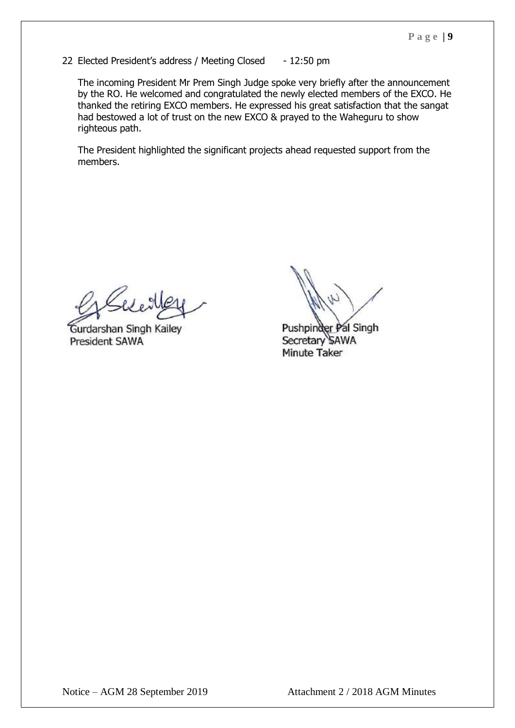22 Elected President's address / Meeting Closed - 12:50 pm

The incoming President Mr Prem Singh Judge spoke very briefly after the announcement by the RO. He welcomed and congratulated the newly elected members of the EXCO. He thanked the retiring EXCO members. He expressed his great satisfaction that the sangat had bestowed a lot of trust on the new EXCO & prayed to the Waheguru to show righteous path.

The President highlighted the significant projects ahead requested support from the members.

Gurdarshan Singh Kailey
President SAWA

Pushpinder Pal Singh
Secretary SAWA
Minute Taker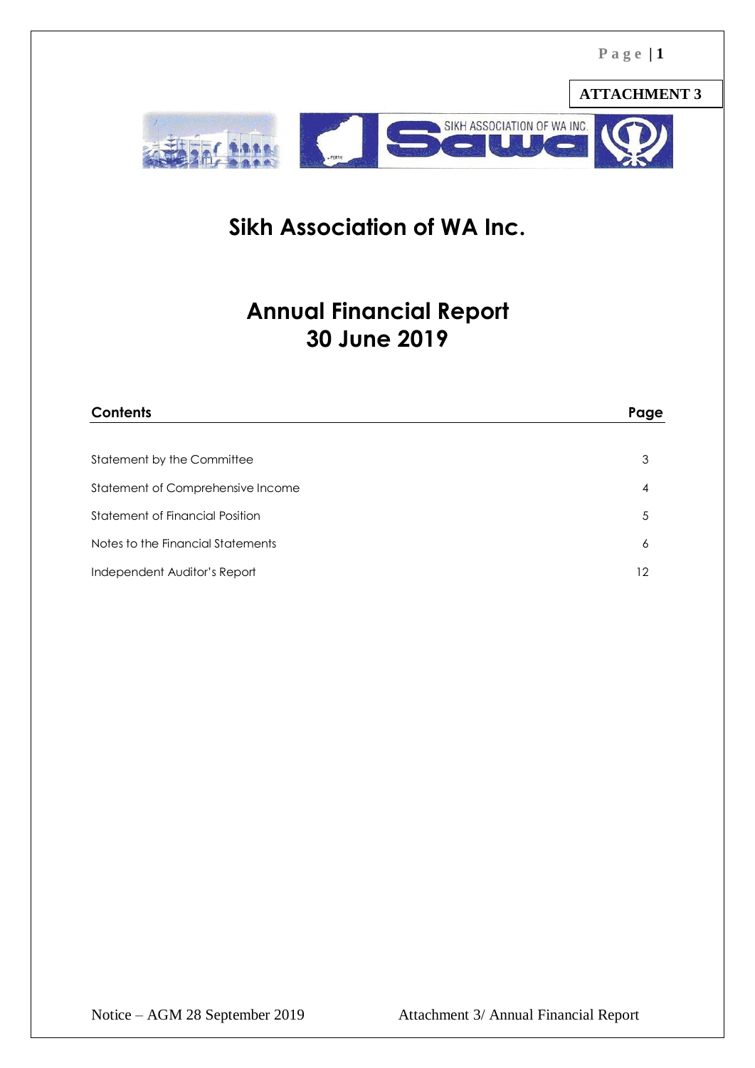ATTACHMENT 3

# Sikh Association of WA Inc.

# Annual Financial Report
# 30 June 2019

| Contents | Page |
|---|---|
| Statement by the Committee | 3 |
| Statement of Comprehensive Income | 4 |
| Statement of Financial Position | 5 |
| Notes to the Financial Statements | 6 |
| Independent Auditor's Report | 12 |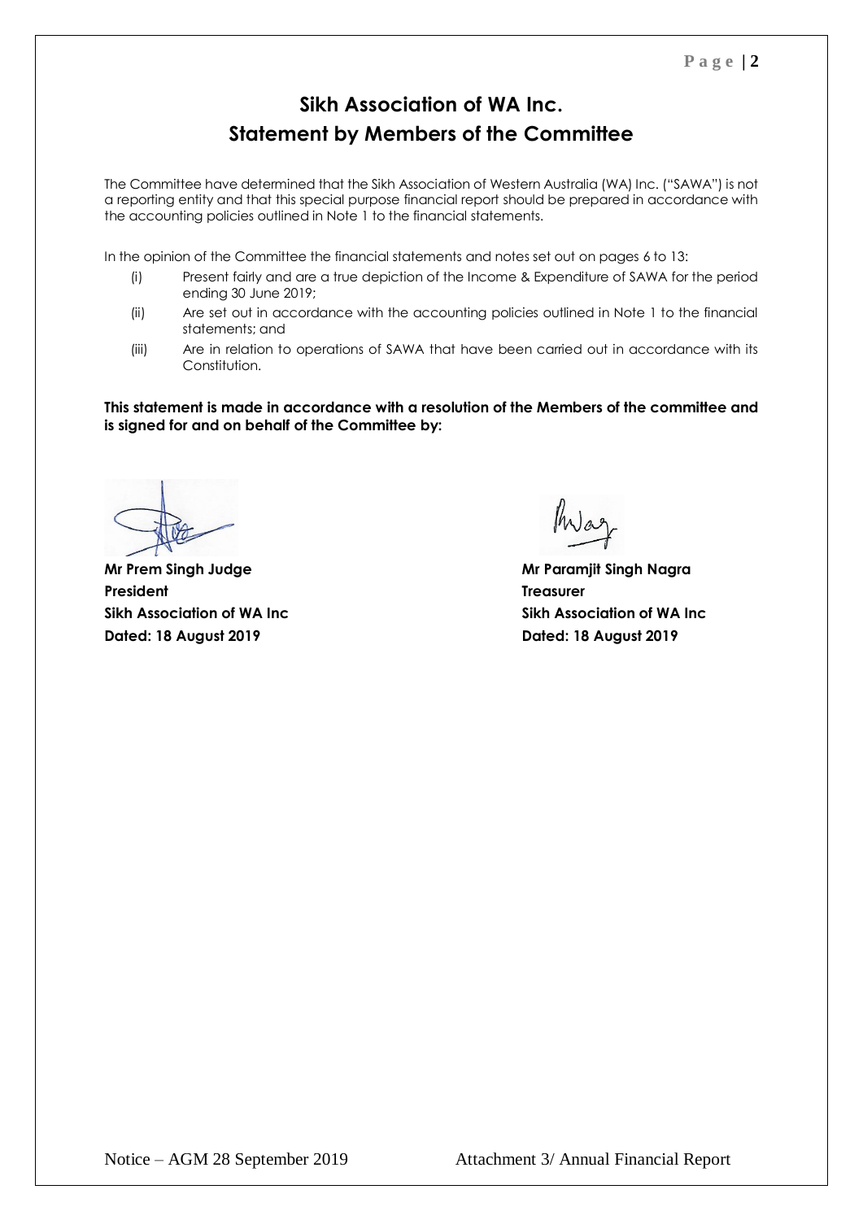# Sikh Association of WA Inc.
## Statement by Members of the Committee

The Committee have determined that the Sikh Association of Western Australia (WA) Inc. ("SAWA") is not a reporting entity and that this special purpose financial report should be prepared in accordance with the accounting policies outlined in Note 1 to the financial statements.

In the opinion of the Committee the financial statements and notes set out on pages 6 to 13:

(i) Present fairly and are a true depiction of the Income & Expenditure of SAWA for the period ending 30 June 2019;

(ii) Are set out in accordance with the accounting policies outlined in Note 1 to the financial statements; and

(iii) Are in relation to operations of SAWA that have been carried out in accordance with its Constitution.

**This statement is made in accordance with a resolution of the Members of the committee and is signed for and on behalf of the Committee by:**

**Mr Prem Singh Judge**
**President**
**Sikh Association of WA Inc**
**Dated: 18 August 2019**

**Mr Paramjit Singh Nagra**
**Treasurer**
**Sikh Association of WA Inc**
**Dated: 18 August 2019**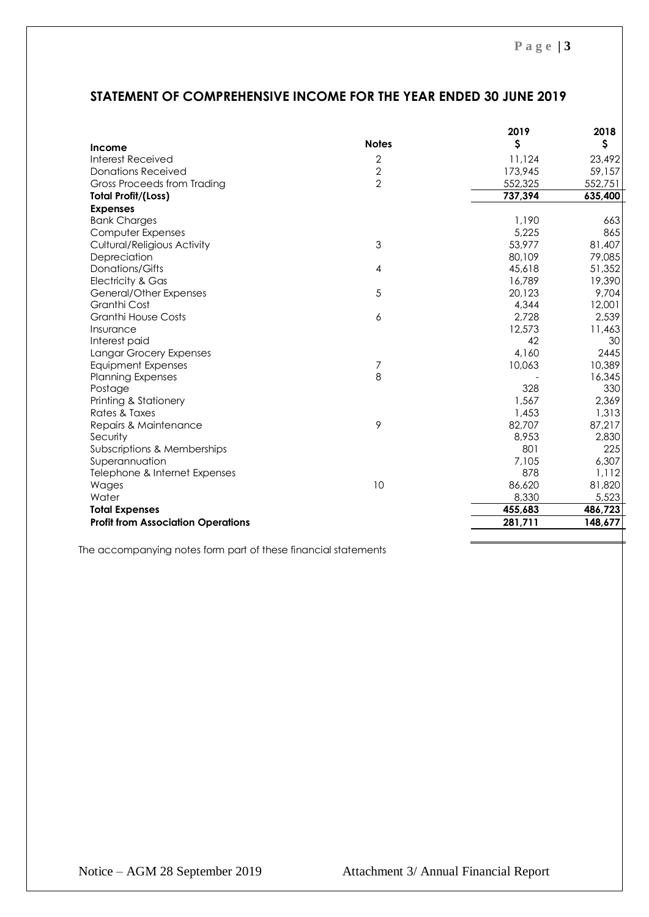## STATEMENT OF COMPREHENSIVE INCOME FOR THE YEAR ENDED 30 JUNE 2019

| Income | Notes | 2019 $ | 2018 $ |
|---|---|---|---|
| Interest Received | 2 | 11,124 | 23,492 |
| Donations Received | 2 | 173,945 | 59,157 |
| Gross Proceeds from Trading | 2 | 552,325 | 552,751 |
| **Total Profit/(Loss)** | | **737,394** | **635,400** |
| **Expenses** | | | |
| Bank Charges | | 1,190 | 663 |
| Computer Expenses | | 5,225 | 865 |
| Cultural/Religious Activity | 3 | 53,977 | 81,407 |
| Depreciation | | 80,109 | 79,085 |
| Donations/Gifts | 4 | 45,618 | 51,352 |
| Electricity & Gas | | 16,789 | 19,390 |
| General/Other Expenses | 5 | 20,123 | 9,704 |
| Granthi Cost | | 4,344 | 12,001 |
| Granthi House Costs | 6 | 2,728 | 2,539 |
| Insurance | | 12,573 | 11,463 |
| Interest paid | | 42 | 30 |
| Langar Grocery Expenses | | 4,160 | 2445 |
| Equipment Expenses | 7 | 10,063 | 10,389 |
| Planning Expenses | 8 | - | 16,345 |
| Postage | | 328 | 330 |
| Printing & Stationery | | 1,567 | 2,369 |
| Rates & Taxes | | 1,453 | 1,313 |
| Repairs & Maintenance | 9 | 82,707 | 87,217 |
| Security | | 8,953 | 2,830 |
| Subscriptions & Memberships | | 801 | 225 |
| Superannuation | | 7,105 | 6,307 |
| Telephone & Internet Expenses | | 878 | 1,112 |
| Wages | 10 | 86,620 | 81,820 |
| Water | | 8,330 | 5,523 |
| **Total Expenses** | | **455,683** | **486,723** |
| **Profit from Association Operations** | | **281,711** | **148,677** |

The accompanying notes form part of these financial statements

Notice – AGM 28 September 2019 Attachment 3/ Annual Financial Report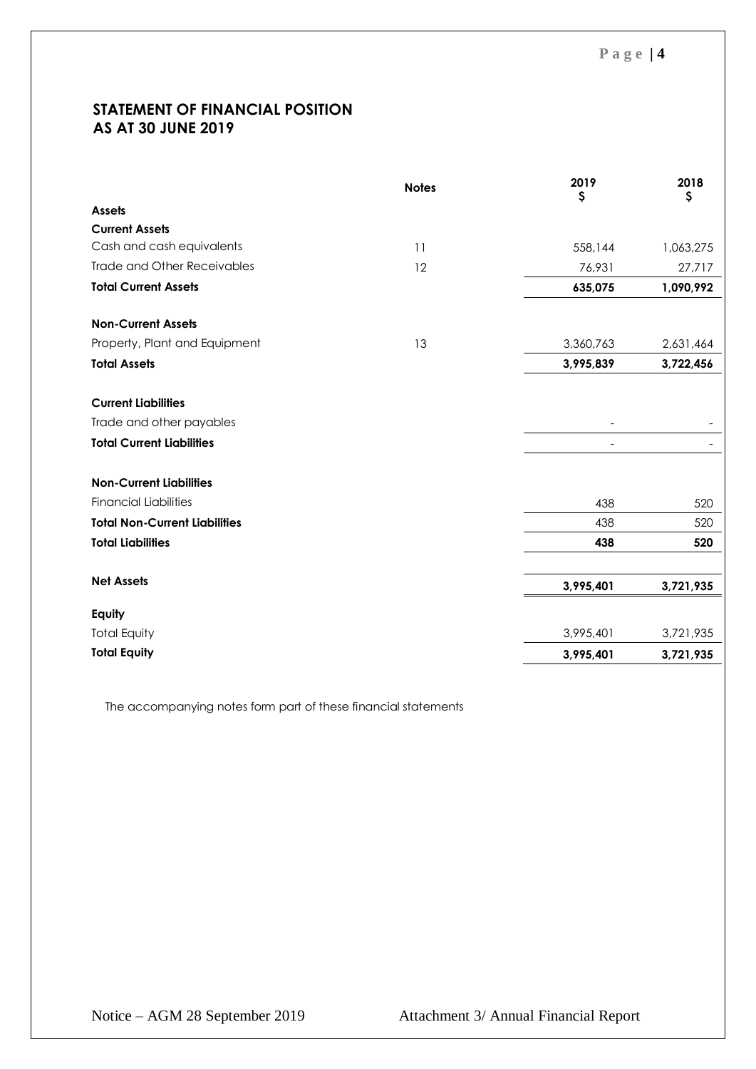## STATEMENT OF FINANCIAL POSITION
## AS AT 30 JUNE 2019

| | Notes | 2019<br>$ | 2018<br>$ |
|---|---|---|---|
| **Assets** | | | |
| **Current Assets** | | | |
| Cash and cash equivalents | 11 | 558,144 | 1,063,275 |
| Trade and Other Receivables | 12 | 76,931 | 27,717 |
| **Total Current Assets** | | **635,075** | **1,090,992** |
| | | | |
| **Non-Current Assets** | | | |
| Property, Plant and Equipment | 13 | 3,360,763 | 2,631,464 |
| **Total Assets** | | **3,995,839** | **3,722,456** |
| | | | |
| **Current Liabilities** | | | |
| Trade and other payables | | - | - |
| **Total Current Liabilities** | | - | - |
| | | | |
| **Non-Current Liabilities** | | | |
| Financial Liabilities | | 438 | 520 |
| **Total Non-Current Liabilities** | | 438 | 520 |
| **Total Liabilities** | | **438** | **520** |
| | | | |
| **Net Assets** | | **3,995,401** | **3,721,935** |
| | | | |
| **Equity** | | | |
| Total Equity | | 3,995,401 | 3,721,935 |
| **Total Equity** | | **3,995,401** | **3,721,935** |

The accompanying notes form part of these financial statements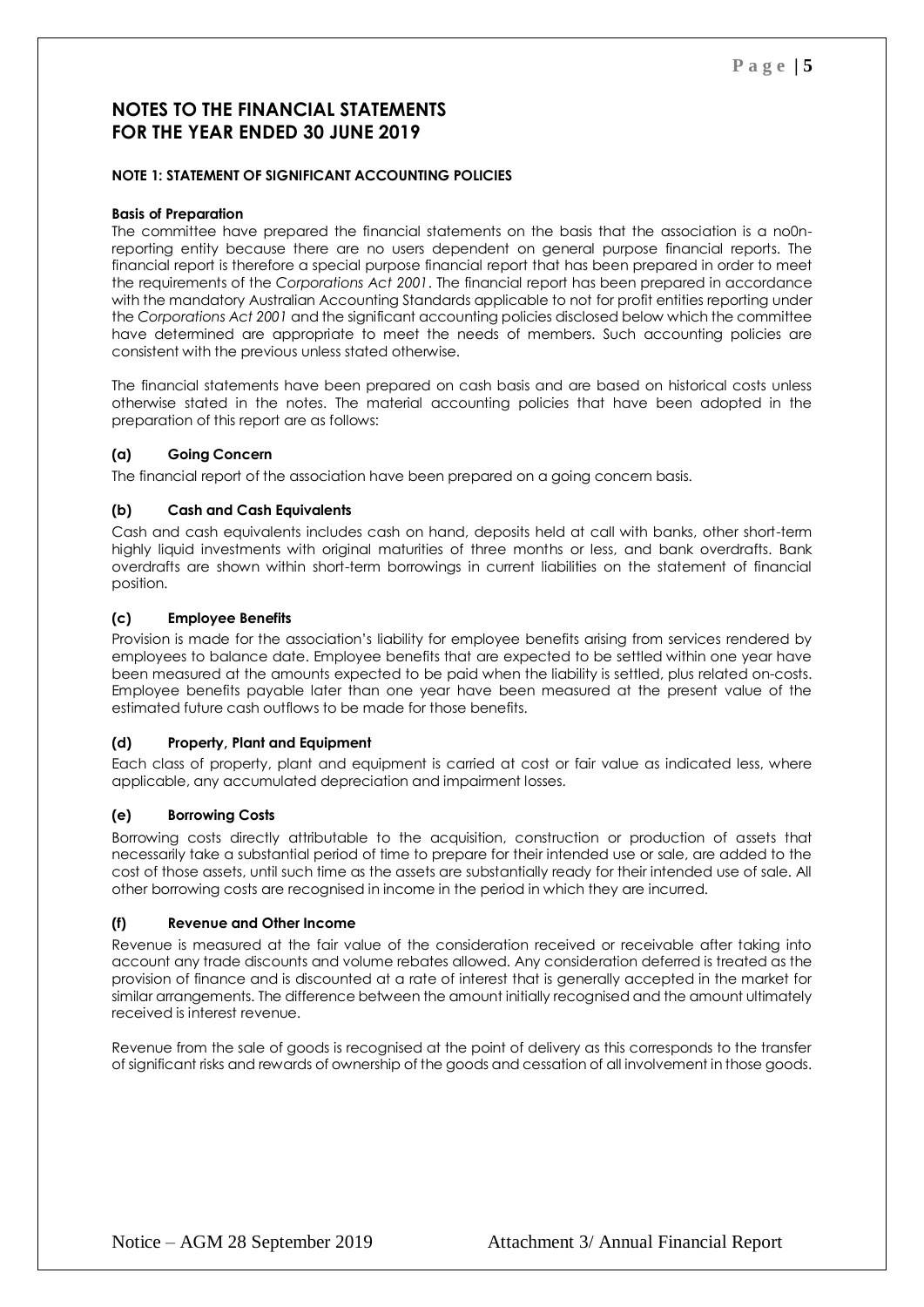# NOTES TO THE FINANCIAL STATEMENTS
# FOR THE YEAR ENDED 30 JUNE 2019

**NOTE 1: STATEMENT OF SIGNIFICANT ACCOUNTING POLICIES**

**Basis of Preparation**

The committee have prepared the financial statements on the basis that the association is a no0n-reporting entity because there are no users dependent on general purpose financial reports. The financial report is therefore a special purpose financial report that has been prepared in order to meet the requirements of the *Corporations Act 2001*. The financial report has been prepared in accordance with the mandatory Australian Accounting Standards applicable to not for profit entities reporting under the *Corporations Act 2001* and the significant accounting policies disclosed below which the committee have determined are appropriate to meet the needs of members. Such accounting policies are consistent with the previous unless stated otherwise.

The financial statements have been prepared on cash basis and are based on historical costs unless otherwise stated in the notes. The material accounting policies that have been adopted in the preparation of this report are as follows:

**(a) Going Concern**

The financial report of the association have been prepared on a going concern basis.

**(b) Cash and Cash Equivalents**

Cash and cash equivalents includes cash on hand, deposits held at call with banks, other short-term highly liquid investments with original maturities of three months or less, and bank overdrafts. Bank overdrafts are shown within short-term borrowings in current liabilities on the statement of financial position.

**(c) Employee Benefits**

Provision is made for the association's liability for employee benefits arising from services rendered by employees to balance date. Employee benefits that are expected to be settled within one year have been measured at the amounts expected to be paid when the liability is settled, plus related on-costs. Employee benefits payable later than one year have been measured at the present value of the estimated future cash outflows to be made for those benefits.

**(d) Property, Plant and Equipment**

Each class of property, plant and equipment is carried at cost or fair value as indicated less, where applicable, any accumulated depreciation and impairment losses.

**(e) Borrowing Costs**

Borrowing costs directly attributable to the acquisition, construction or production of assets that necessarily take a substantial period of time to prepare for their intended use or sale, are added to the cost of those assets, until such time as the assets are substantially ready for their intended use of sale. All other borrowing costs are recognised in income in the period in which they are incurred.

**(f) Revenue and Other Income**

Revenue is measured at the fair value of the consideration received or receivable after taking into account any trade discounts and volume rebates allowed. Any consideration deferred is treated as the provision of finance and is discounted at a rate of interest that is generally accepted in the market for similar arrangements. The difference between the amount initially recognised and the amount ultimately received is interest revenue.

Revenue from the sale of goods is recognised at the point of delivery as this corresponds to the transfer of significant risks and rewards of ownership of the goods and cessation of all involvement in those goods.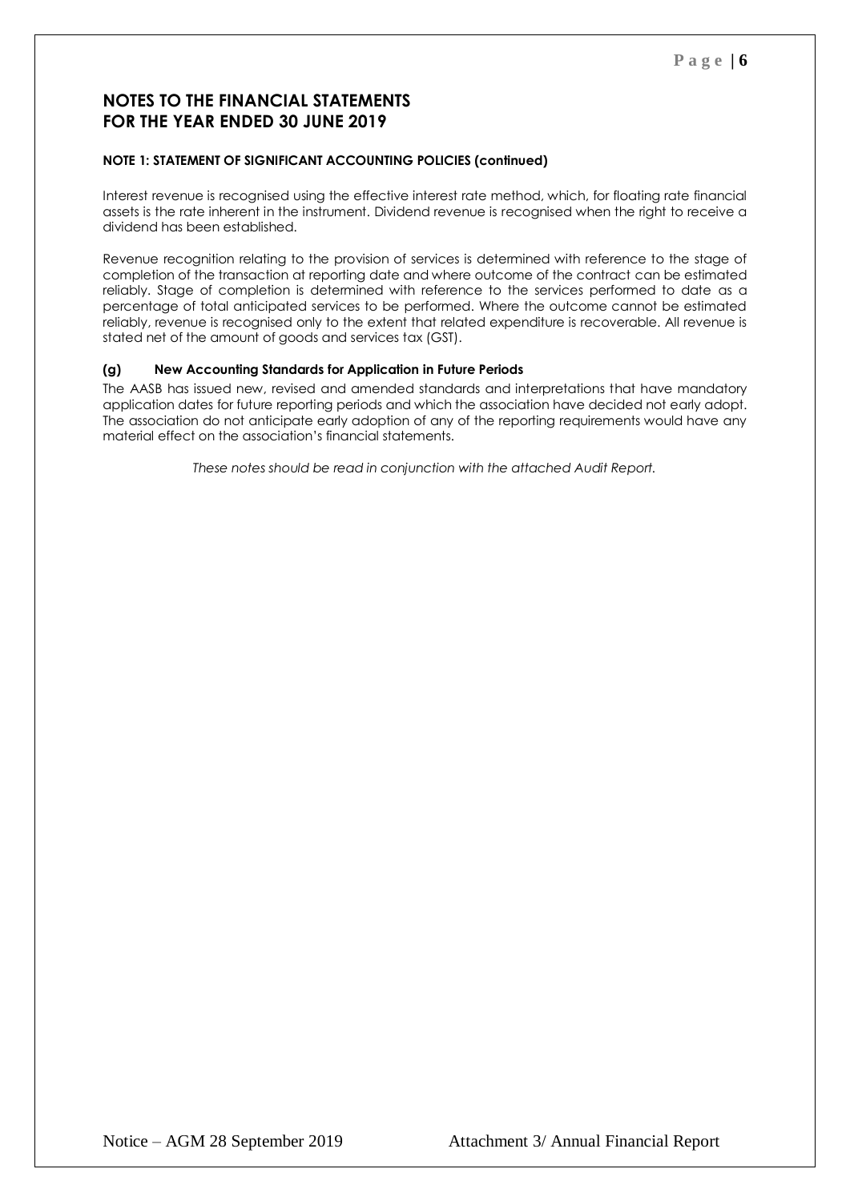# NOTES TO THE FINANCIAL STATEMENTS FOR THE YEAR ENDED 30 JUNE 2019

**NOTE 1: STATEMENT OF SIGNIFICANT ACCOUNTING POLICIES (continued)**

Interest revenue is recognised using the effective interest rate method, which, for floating rate financial assets is the rate inherent in the instrument. Dividend revenue is recognised when the right to receive a dividend has been established.

Revenue recognition relating to the provision of services is determined with reference to the stage of completion of the transaction at reporting date and where outcome of the contract can be estimated reliably. Stage of completion is determined with reference to the services performed to date as a percentage of total anticipated services to be performed. Where the outcome cannot be estimated reliably, revenue is recognised only to the extent that related expenditure is recoverable. All revenue is stated net of the amount of goods and services tax (GST).

**(g) New Accounting Standards for Application in Future Periods**

The AASB has issued new, revised and amended standards and interpretations that have mandatory application dates for future reporting periods and which the association have decided not early adopt. The association do not anticipate early adoption of any of the reporting requirements would have any material effect on the association's financial statements.

*These notes should be read in conjunction with the attached Audit Report.*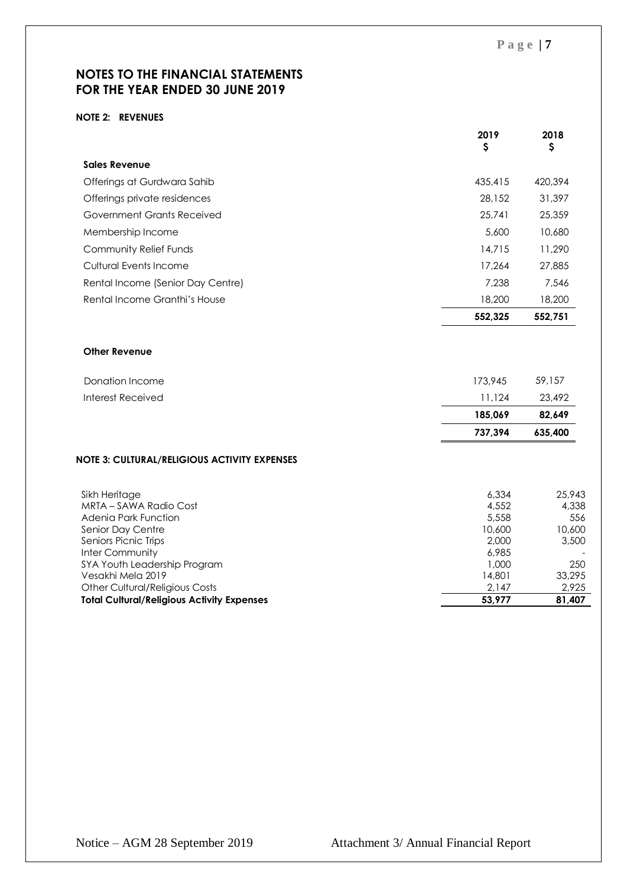# NOTES TO THE FINANCIAL STATEMENTS
# FOR THE YEAR ENDED 30 JUNE 2019

## NOTE 2: REVENUES

| | 2019<br>$ | 2018<br>$ |
|---|---|---|
| **Sales Revenue** | | |
| Offerings at Gurdwara Sahib | 435,415 | 420,394 |
| Offerings private residences | 28,152 | 31,397 |
| Government Grants Received | 25,741 | 25,359 |
| Membership Income | 5,600 | 10,680 |
| Community Relief Funds | 14,715 | 11,290 |
| Cultural Events Income | 17,264 | 27,885 |
| Rental Income (Senior Day Centre) | 7,238 | 7,546 |
| Rental Income Granthi's House | 18,200 | 18,200 |
| | **552,325** | **552,751** |
| **Other Revenue** | | |
| Donation Income | 173,945 | 59,157 |
| Interest Received | 11,124 | 23,492 |
| | **185,069** | **82,649** |
| | **737,394** | **635,400** |

## NOTE 3: CULTURAL/RELIGIOUS ACTIVITY EXPENSES

| | 2019 | 2018 |
|---|---|---|
| Sikh Heritage | 6,334 | 25,943 |
| MRTA – SAWA Radio Cost | 4,552 | 4,338 |
| Adenia Park Function | 5,558 | 556 |
| Senior Day Centre | 10,600 | 10,600 |
| Seniors Picnic Trips | 2,000 | 3,500 |
| Inter Community | 6,985 | - |
| SYA Youth Leadership Program | 1,000 | 250 |
| Vesakhi Mela 2019 | 14,801 | 33,295 |
| Other Cultural/Religious Costs | 2,147 | 2,925 |
| **Total Cultural/Religious Activity Expenses** | **53,977** | **81,407** |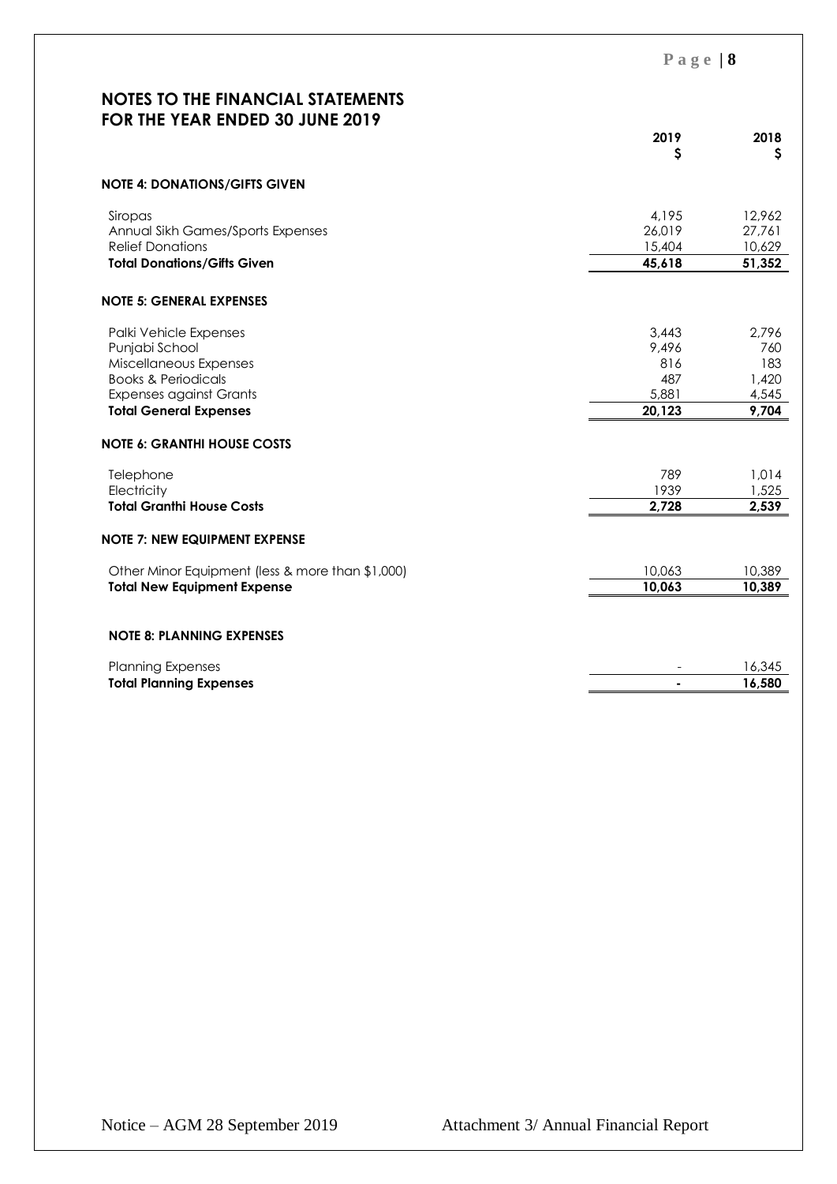## NOTES TO THE FINANCIAL STATEMENTS FOR THE YEAR ENDED 30 JUNE 2019

| | 2019 $ | 2018 $ |
|---|---|---|
| **NOTE 4: DONATIONS/GIFTS GIVEN** | | |
| Siropas | 4,195 | 12,962 |
| Annual Sikh Games/Sports Expenses | 26,019 | 27,761 |
| Relief Donations | 15,404 | 10,629 |
| **Total Donations/Gifts Given** | **45,618** | **51,352** |
| **NOTE 5: GENERAL EXPENSES** | | |
| Palki Vehicle Expenses | 3,443 | 2,796 |
| Punjabi School | 9,496 | 760 |
| Miscellaneous Expenses | 816 | 183 |
| Books & Periodicals | 487 | 1,420 |
| Expenses against Grants | 5,881 | 4,545 |
| **Total General Expenses** | **20,123** | **9,704** |
| **NOTE 6: GRANTHI HOUSE COSTS** | | |
| Telephone | 789 | 1,014 |
| Electricity | 1939 | 1,525 |
| **Total Granthi House Costs** | **2,728** | **2,539** |
| **NOTE 7: NEW EQUIPMENT EXPENSE** | | |
| Other Minor Equipment (less & more than $1,000) | 10,063 | 10,389 |
| **Total New Equipment Expense** | **10,063** | **10,389** |
| **NOTE 8: PLANNING EXPENSES** | | |
| Planning Expenses | - | 16,345 |
| **Total Planning Expenses** | **-** | **16,580** |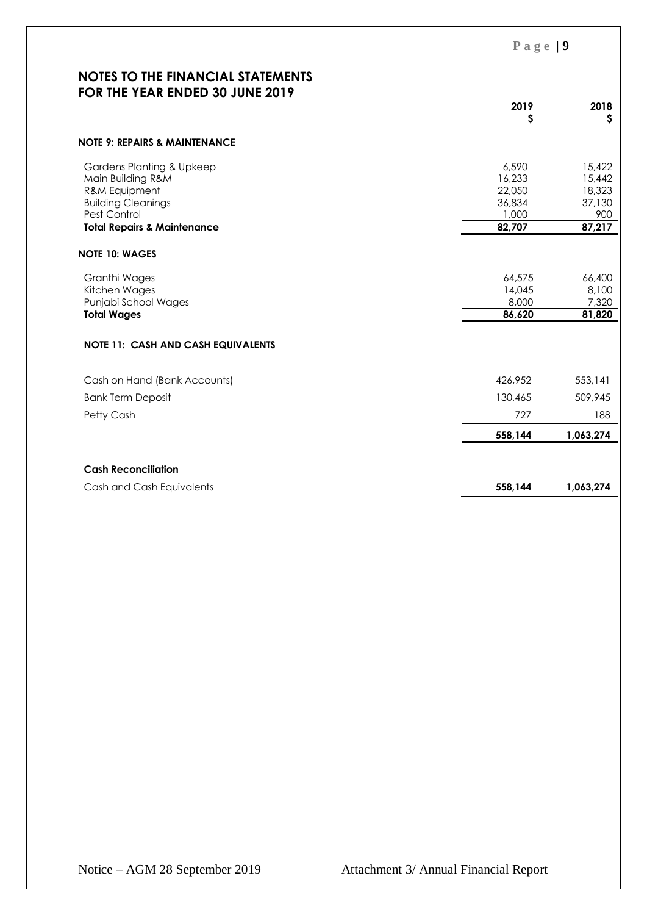## NOTES TO THE FINANCIAL STATEMENTS FOR THE YEAR ENDED 30 JUNE 2019

| | 2019 $ | 2018 $ |
|---|---|---|
| **NOTE 9: REPAIRS & MAINTENANCE** | | |
| Gardens Planting & Upkeep | 6,590 | 15,422 |
| Main Building R&M | 16,233 | 15,442 |
| R&M Equipment | 22,050 | 18,323 |
| Building Cleanings | 36,834 | 37,130 |
| Pest Control | 1,000 | 900 |
| **Total Repairs & Maintenance** | **82,707** | **87,217** |
| **NOTE 10: WAGES** | | |
| Granthi Wages | 64,575 | 66,400 |
| Kitchen Wages | 14,045 | 8,100 |
| Punjabi School Wages | 8,000 | 7,320 |
| **Total Wages** | **86,620** | **81,820** |
| **NOTE 11: CASH AND CASH EQUIVALENTS** | | |
| Cash on Hand (Bank Accounts) | 426,952 | 553,141 |
| Bank Term Deposit | 130,465 | 509,945 |
| Petty Cash | 727 | 188 |
| | **558,144** | **1,063,274** |
| **Cash Reconciliation** | | |
| Cash and Cash Equivalents | **558,144** | **1,063,274** |

Notice – AGM 28 September 2019 Attachment 3/ Annual Financial Report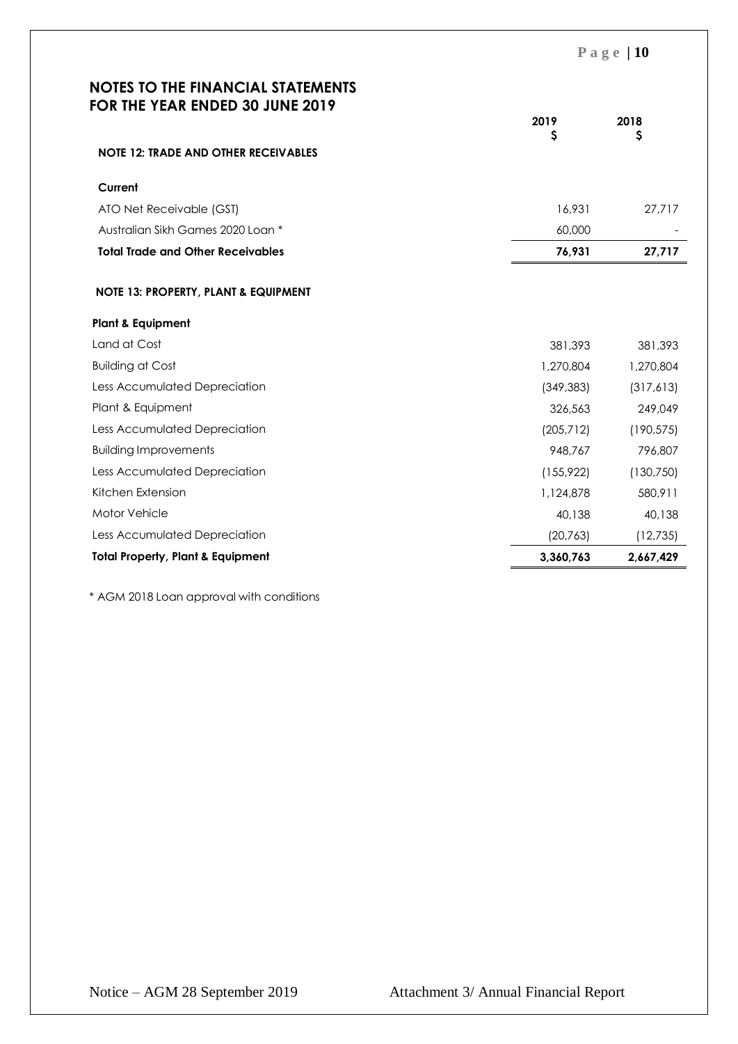## NOTES TO THE FINANCIAL STATEMENTS FOR THE YEAR ENDED 30 JUNE 2019

| | 2019 $ | 2018 $ |
|---|---|---|
| **NOTE 12: TRADE AND OTHER RECEIVABLES** | | |
| **Current** | | |
| ATO Net Receivable (GST) | 16,931 | 27,717 |
| Australian Sikh Games 2020 Loan * | 60,000 | - |
| **Total Trade and Other Receivables** | **76,931** | **27,717** |

| | 2019 $ | 2018 $ |
|---|---|---|
| **NOTE 13: PROPERTY, PLANT & EQUIPMENT** | | |
| **Plant & Equipment** | | |
| Land at Cost | 381,393 | 381,393 |
| Building at Cost | 1,270,804 | 1,270,804 |
| Less Accumulated Depreciation | (349,383) | (317,613) |
| Plant & Equipment | 326,563 | 249,049 |
| Less Accumulated Depreciation | (205,712) | (190,575) |
| Building Improvements | 948,767 | 796,807 |
| Less Accumulated Depreciation | (155,922) | (130,750) |
| Kitchen Extension | 1,124,878 | 580,911 |
| Motor Vehicle | 40,138 | 40,138 |
| Less Accumulated Depreciation | (20,763) | (12,735) |
| **Total Property, Plant & Equipment** | **3,360,763** | **2,667,429** |

* AGM 2018 Loan approval with conditions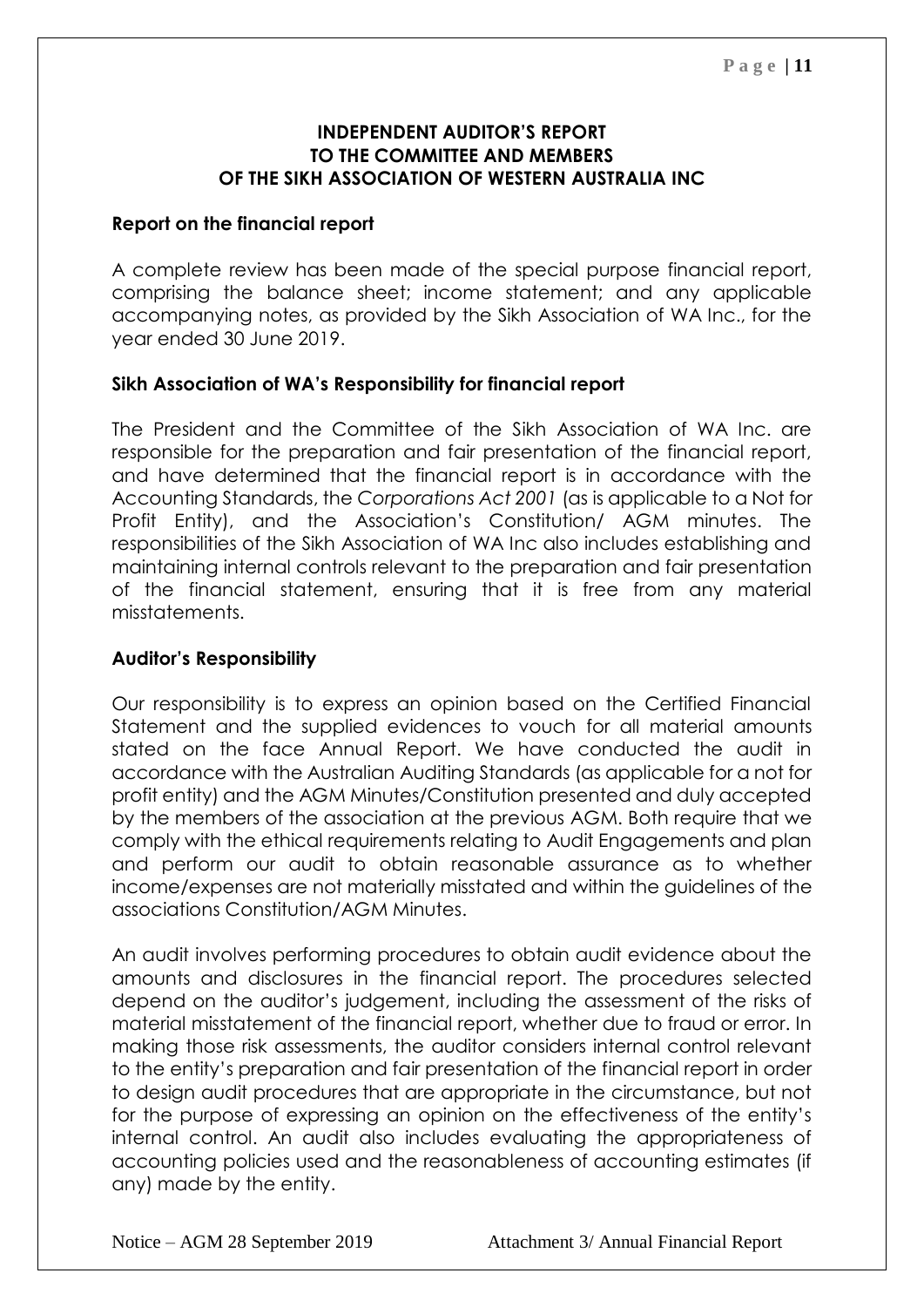## INDEPENDENT AUDITOR'S REPORT TO THE COMMITTEE AND MEMBERS OF THE SIKH ASSOCIATION OF WESTERN AUSTRALIA INC

**Report on the financial report**

A complete review has been made of the special purpose financial report, comprising the balance sheet; income statement; and any applicable accompanying notes, as provided by the Sikh Association of WA Inc., for the year ended 30 June 2019.

**Sikh Association of WA's Responsibility for financial report**

The President and the Committee of the Sikh Association of WA Inc. are responsible for the preparation and fair presentation of the financial report, and have determined that the financial report is in accordance with the Accounting Standards, the *Corporations Act 2001* (as is applicable to a Not for Profit Entity), and the Association's Constitution/ AGM minutes. The responsibilities of the Sikh Association of WA Inc also includes establishing and maintaining internal controls relevant to the preparation and fair presentation of the financial statement, ensuring that it is free from any material misstatements.

**Auditor's Responsibility**

Our responsibility is to express an opinion based on the Certified Financial Statement and the supplied evidences to vouch for all material amounts stated on the face Annual Report. We have conducted the audit in accordance with the Australian Auditing Standards (as applicable for a not for profit entity) and the AGM Minutes/Constitution presented and duly accepted by the members of the association at the previous AGM. Both require that we comply with the ethical requirements relating to Audit Engagements and plan and perform our audit to obtain reasonable assurance as to whether income/expenses are not materially misstated and within the guidelines of the associations Constitution/AGM Minutes.

An audit involves performing procedures to obtain audit evidence about the amounts and disclosures in the financial report. The procedures selected depend on the auditor's judgement, including the assessment of the risks of material misstatement of the financial report, whether due to fraud or error. In making those risk assessments, the auditor considers internal control relevant to the entity's preparation and fair presentation of the financial report in order to design audit procedures that are appropriate in the circumstance, but not for the purpose of expressing an opinion on the effectiveness of the entity's internal control. An audit also includes evaluating the appropriateness of accounting policies used and the reasonableness of accounting estimates (if any) made by the entity.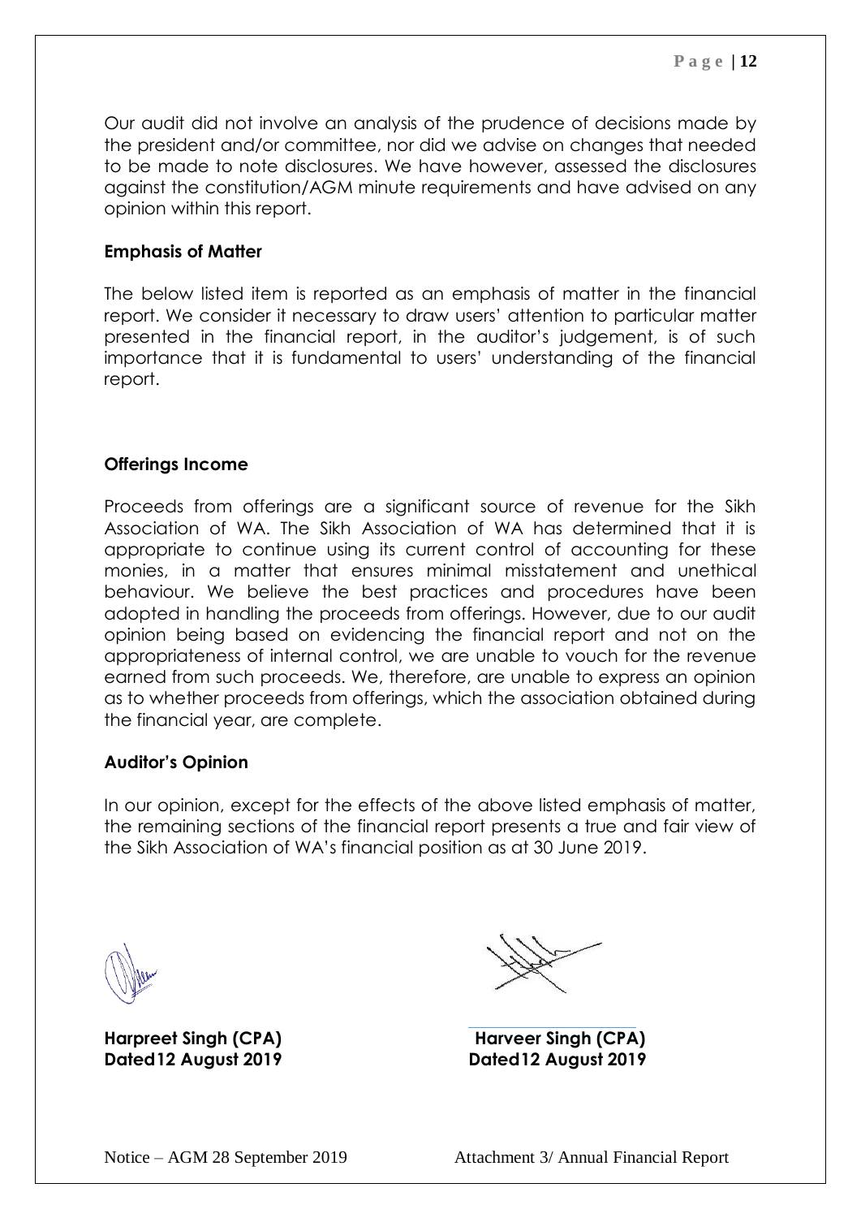Our audit did not involve an analysis of the prudence of decisions made by the president and/or committee, nor did we advise on changes that needed to be made to note disclosures. We have however, assessed the disclosures against the constitution/AGM minute requirements and have advised on any opinion within this report.

**Emphasis of Matter**

The below listed item is reported as an emphasis of matter in the financial report. We consider it necessary to draw users' attention to particular matter presented in the financial report, in the auditor's judgement, is of such importance that it is fundamental to users' understanding of the financial report.

**Offerings Income**

Proceeds from offerings are a significant source of revenue for the Sikh Association of WA. The Sikh Association of WA has determined that it is appropriate to continue using its current control of accounting for these monies, in a matter that ensures minimal misstatement and unethical behaviour. We believe the best practices and procedures have been adopted in handling the proceeds from offerings. However, due to our audit opinion being based on evidencing the financial report and not on the appropriateness of internal control, we are unable to vouch for the revenue earned from such proceeds. We, therefore, are unable to express an opinion as to whether proceeds from offerings, which the association obtained during the financial year, are complete.

**Auditor's Opinion**

In our opinion, except for the effects of the above listed emphasis of matter, the remaining sections of the financial report presents a true and fair view of the Sikh Association of WA's financial position as at 30 June 2019.

**Harpreet Singh (CPA)**
**Dated12 August 2019**

**Harveer Singh (CPA)**
**Dated12 August 2019**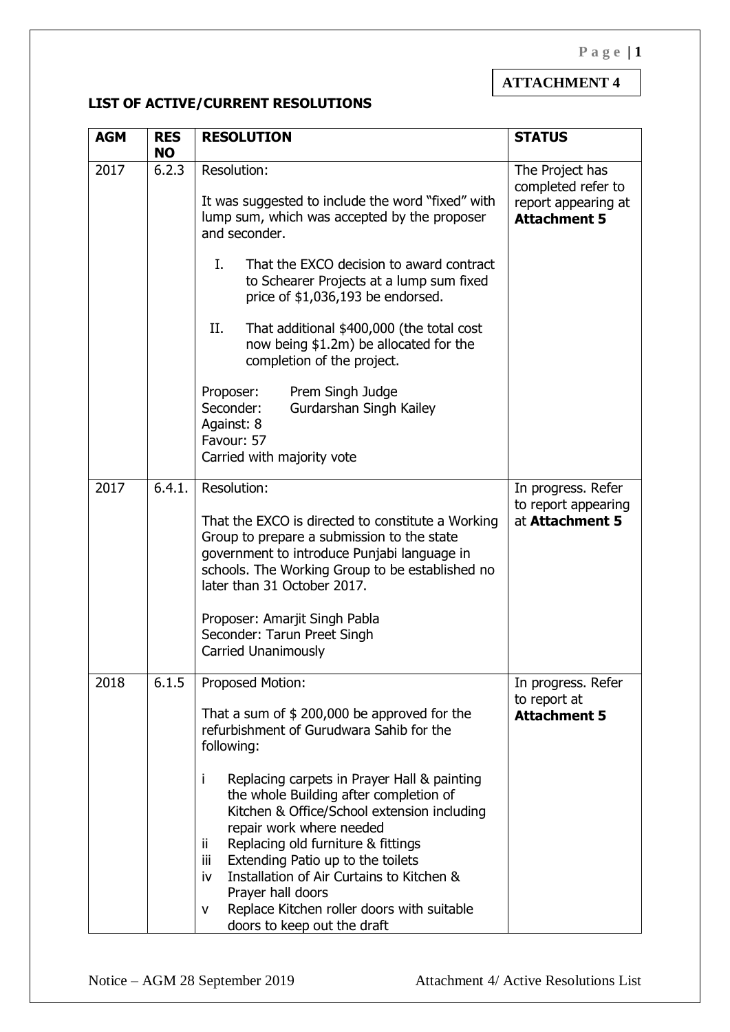**ATTACHMENT 4**

## LIST OF ACTIVE/CURRENT RESOLUTIONS

| AGM | RES NO | RESOLUTION | STATUS |
|---|---|---|---|
| 2017 | 6.2.3 | Resolution:<br><br>It was suggested to include the word "fixed" with lump sum, which was accepted by the proposer and seconder.<br><br>I. That the EXCO decision to award contract to Schearer Projects at a lump sum fixed price of $1,036,193 be endorsed.<br><br>II. That additional $400,000 (the total cost now being $1.2m) be allocated for the completion of the project.<br><br>Proposer: Prem Singh Judge<br>Seconder: Gurdarshan Singh Kailey<br>Against: 8<br>Favour: 57<br>Carried with majority vote | The Project has completed refer to report appearing at **Attachment 5** |
| 2017 | 6.4.1. | Resolution:<br><br>That the EXCO is directed to constitute a Working Group to prepare a submission to the state government to introduce Punjabi language in schools. The Working Group to be established no later than 31 October 2017.<br><br>Proposer: Amarjit Singh Pabla<br>Seconder: Tarun Preet Singh<br>Carried Unanimously | In progress. Refer to report appearing at **Attachment 5** |
| 2018 | 6.1.5 | Proposed Motion:<br><br>That a sum of $ 200,000 be approved for the refurbishment of Gurudwara Sahib for the following:<br><br>i Replacing carpets in Prayer Hall & painting the whole Building after completion of Kitchen & Office/School extension including repair work where needed<br>ii Replacing old furniture & fittings<br>iii Extending Patio up to the toilets<br>iv Installation of Air Curtains to Kitchen & Prayer hall doors<br>v Replace Kitchen roller doors with suitable doors to keep out the draft | In progress. Refer to report at **Attachment 5** |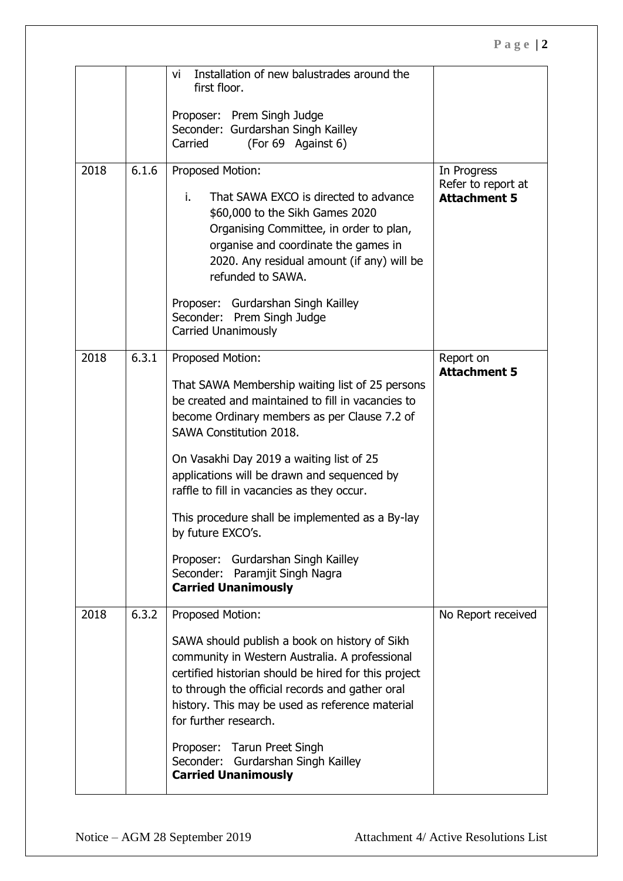| | | | |
|---|---|---|---|
| | | vi Installation of new balustrades around the first floor.<br><br>Proposer: Prem Singh Judge<br>Seconder: Gurdarshan Singh Kailley<br>Carried (For 69 Against 6) | |
| 2018 | 6.1.6 | Proposed Motion:<br><br>i. That SAWA EXCO is directed to advance $60,000 to the Sikh Games 2020 Organising Committee, in order to plan, organise and coordinate the games in 2020. Any residual amount (if any) will be refunded to SAWA.<br><br>Proposer: Gurdarshan Singh Kailley<br>Seconder: Prem Singh Judge<br>Carried Unanimously | In Progress<br>Refer to report at **Attachment 5** |
| 2018 | 6.3.1 | Proposed Motion:<br><br>That SAWA Membership waiting list of 25 persons be created and maintained to fill in vacancies to become Ordinary members as per Clause 7.2 of SAWA Constitution 2018.<br><br>On Vasakhi Day 2019 a waiting list of 25 applications will be drawn and sequenced by raffle to fill in vacancies as they occur.<br><br>This procedure shall be implemented as a By-lay by future EXCO's.<br><br>Proposer: Gurdarshan Singh Kailley<br>Seconder: Paramjit Singh Nagra<br>**Carried Unanimously** | Report on **Attachment 5** |
| 2018 | 6.3.2 | Proposed Motion:<br><br>SAWA should publish a book on history of Sikh community in Western Australia. A professional certified historian should be hired for this project to through the official records and gather oral history. This may be used as reference material for further research.<br><br>Proposer: Tarun Preet Singh<br>Seconder: Gurdarshan Singh Kailley<br>**Carried Unanimously** | No Report received |

Notice – AGM 28 September 2019 Attachment 4/ Active Resolutions List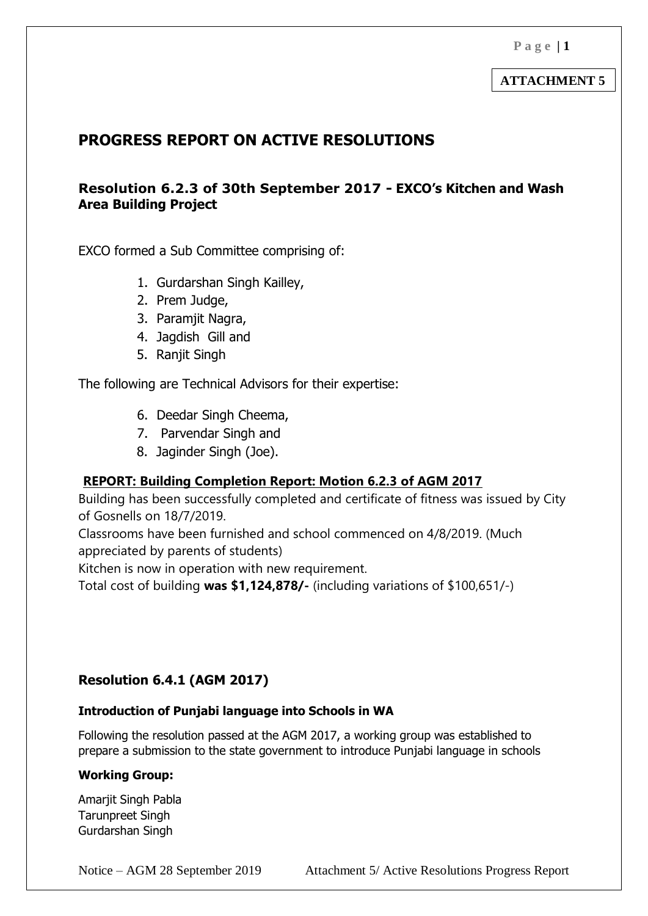**ATTACHMENT 5**

# PROGRESS REPORT ON ACTIVE RESOLUTIONS

## Resolution 6.2.3 of 30th September 2017 - EXCO's Kitchen and Wash Area Building Project

EXCO formed a Sub Committee comprising of:

1. Gurdarshan Singh Kailley,
2. Prem Judge,
3. Paramjit Nagra,
4. Jagdish Gill and
5. Ranjit Singh

The following are Technical Advisors for their expertise:

6. Deedar Singh Cheema,
7. Parvendar Singh and
8. Jaginder Singh (Joe).

**REPORT: Building Completion Report: Motion 6.2.3 of AGM 2017**

Building has been successfully completed and certificate of fitness was issued by City of Gosnells on 18/7/2019.

Classrooms have been furnished and school commenced on 4/8/2019. (Much appreciated by parents of students)

Kitchen is now in operation with new requirement.

Total cost of building **was $1,124,878/-** (including variations of $100,651/-)

## Resolution 6.4.1 (AGM 2017)

**Introduction of Punjabi language into Schools in WA**

Following the resolution passed at the AGM 2017, a working group was established to prepare a submission to the state government to introduce Punjabi language in schools

**Working Group:**

Amarjit Singh Pabla
Tarunpreet Singh
Gurdarshan Singh

Notice – AGM 28 September 2019 Attachment 5/ Active Resolutions Progress Report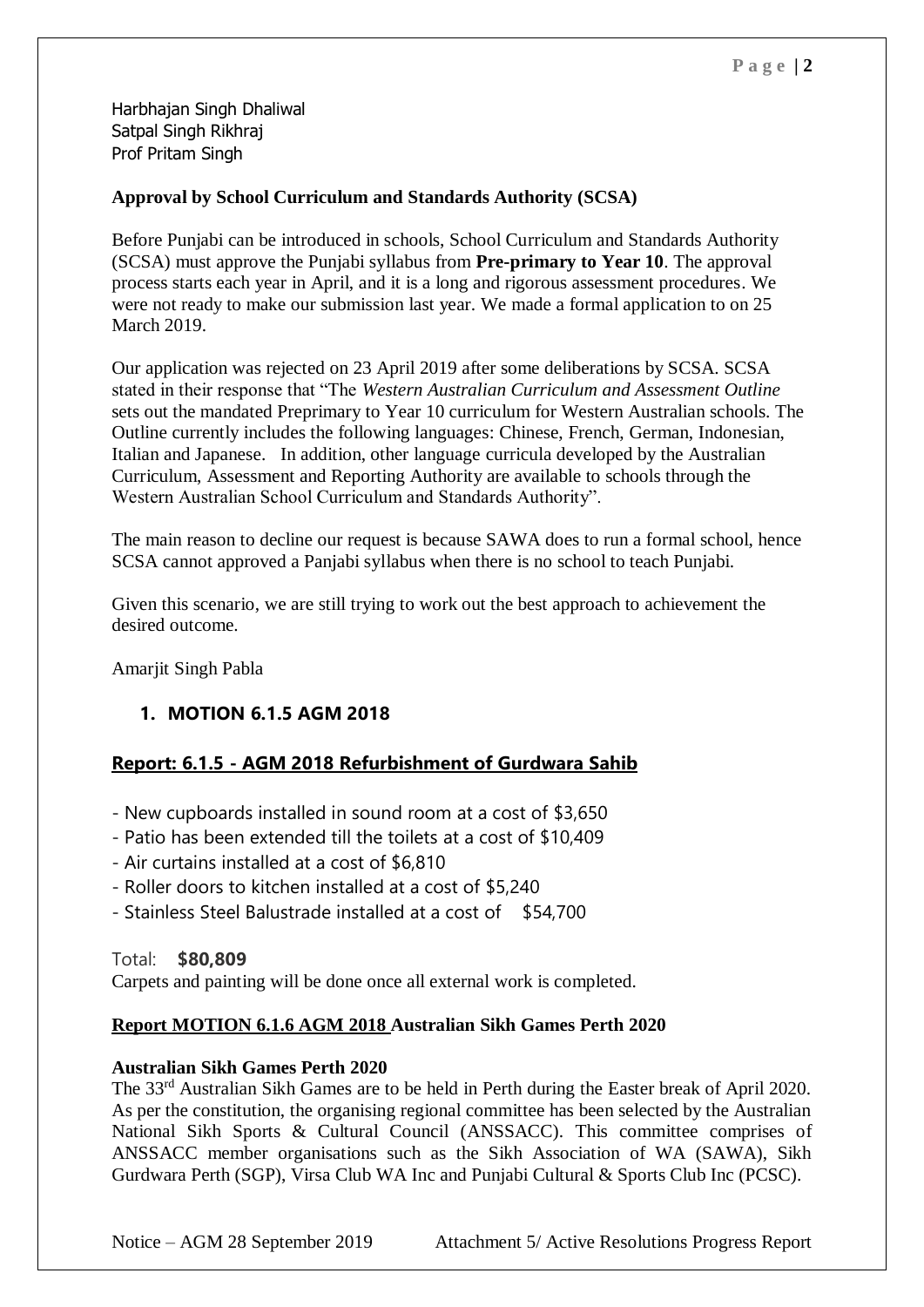Harbhajan Singh Dhaliwal
Satpal Singh Rikhraj
Prof Pritam Singh

**Approval by School Curriculum and Standards Authority (SCSA)**

Before Punjabi can be introduced in schools, School Curriculum and Standards Authority (SCSA) must approve the Punjabi syllabus from **Pre-primary to Year 10**. The approval process starts each year in April, and it is a long and rigorous assessment procedures. We were not ready to make our submission last year. We made a formal application to on 25 March 2019.

Our application was rejected on 23 April 2019 after some deliberations by SCSA. SCSA stated in their response that "The *Western Australian Curriculum and Assessment Outline* sets out the mandated Preprimary to Year 10 curriculum for Western Australian schools. The Outline currently includes the following languages: Chinese, French, German, Indonesian, Italian and Japanese. In addition, other language curricula developed by the Australian Curriculum, Assessment and Reporting Authority are available to schools through the Western Australian School Curriculum and Standards Authority".

The main reason to decline our request is because SAWA does to run a formal school, hence SCSA cannot approved a Panjabi syllabus when there is no school to teach Punjabi.

Given this scenario, we are still trying to work out the best approach to achievement the desired outcome.

Amarjit Singh Pabla

1. **MOTION 6.1.5 AGM 2018**

**Report: 6.1.5 - AGM 2018 Refurbishment of Gurdwara Sahib**

- New cupboards installed in sound room at a cost of $3,650
- Patio has been extended till the toilets at a cost of $10,409
- Air curtains installed at a cost of $6,810
- Roller doors to kitchen installed at a cost of $5,240
- Stainless Steel Balustrade installed at a cost of $54,700

Total: **$80,809**

Carpets and painting will be done once all external work is completed.

**Report MOTION 6.1.6 AGM 2018 Australian Sikh Games Perth 2020**

**Australian Sikh Games Perth 2020**

The 33rd Australian Sikh Games are to be held in Perth during the Easter break of April 2020. As per the constitution, the organising regional committee has been selected by the Australian National Sikh Sports & Cultural Council (ANSSACC). This committee comprises of ANSSACC member organisations such as the Sikh Association of WA (SAWA), Sikh Gurdwara Perth (SGP), Virsa Club WA Inc and Punjabi Cultural & Sports Club Inc (PCSC).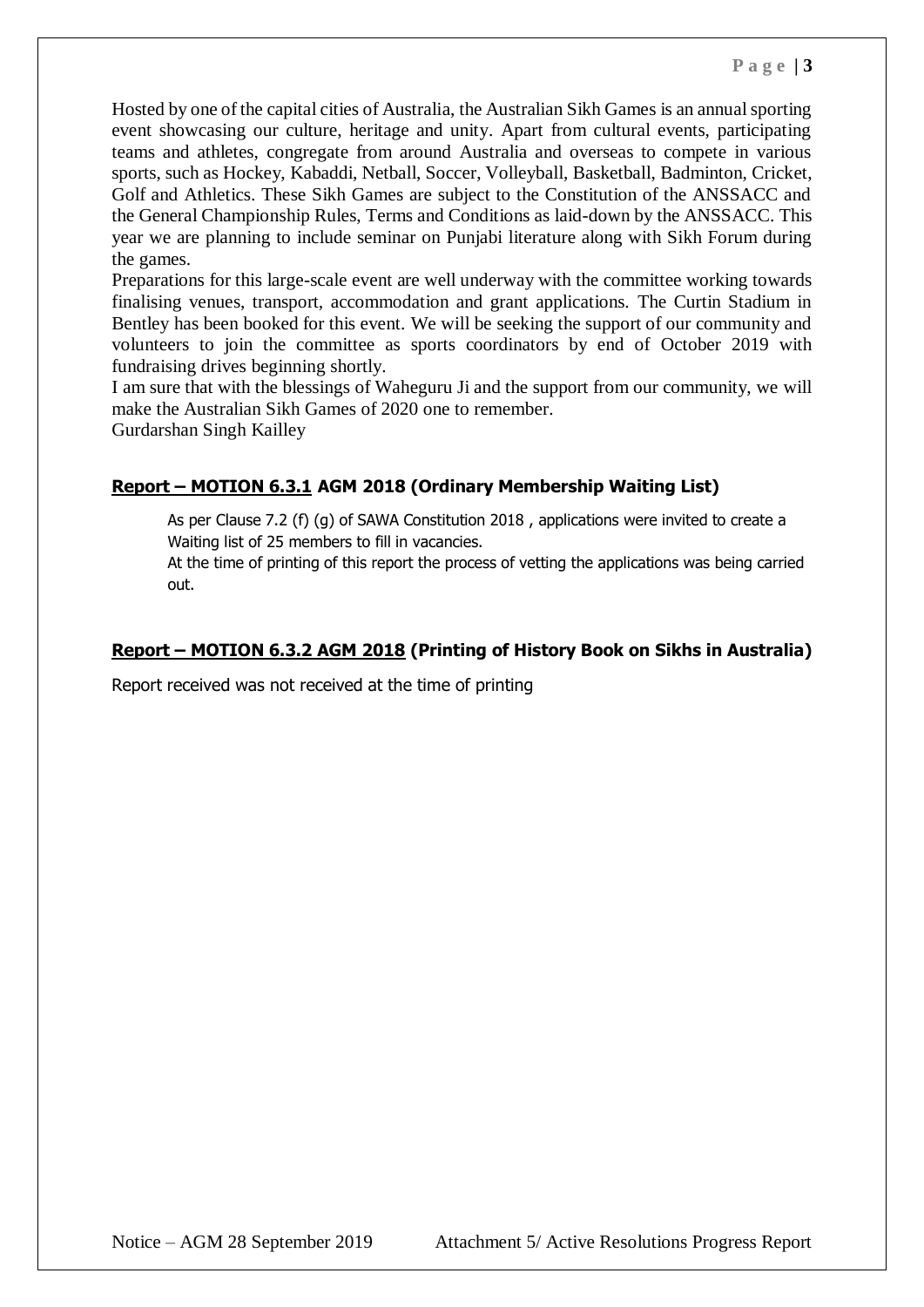Hosted by one of the capital cities of Australia, the Australian Sikh Games is an annual sporting event showcasing our culture, heritage and unity. Apart from cultural events, participating teams and athletes, congregate from around Australia and overseas to compete in various sports, such as Hockey, Kabaddi, Netball, Soccer, Volleyball, Basketball, Badminton, Cricket, Golf and Athletics. These Sikh Games are subject to the Constitution of the ANSSACC and the General Championship Rules, Terms and Conditions as laid-down by the ANSSACC. This year we are planning to include seminar on Punjabi literature along with Sikh Forum during the games.

Preparations for this large-scale event are well underway with the committee working towards finalising venues, transport, accommodation and grant applications. The Curtin Stadium in Bentley has been booked for this event. We will be seeking the support of our community and volunteers to join the committee as sports coordinators by end of October 2019 with fundraising drives beginning shortly.

I am sure that with the blessings of Waheguru Ji and the support from our community, we will make the Australian Sikh Games of 2020 one to remember.

Gurdarshan Singh Kailley

**Report – MOTION 6.3.1 AGM 2018 (Ordinary Membership Waiting List)**

As per Clause 7.2 (f) (g) of SAWA Constitution 2018 , applications were invited to create a Waiting list of 25 members to fill in vacancies.

At the time of printing of this report the process of vetting the applications was being carried out.

**Report – MOTION 6.3.2 AGM 2018 (Printing of History Book on Sikhs in Australia)**

Report received was not received at the time of printing